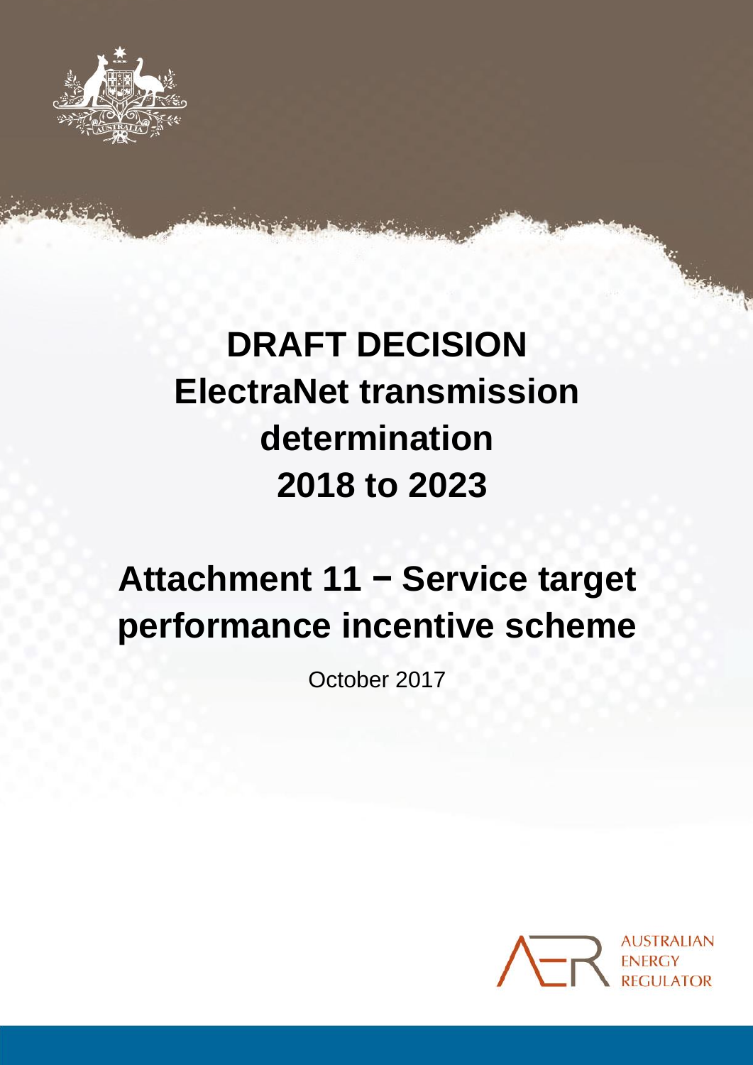# DRAFT DECISION
# ElectraNet transmission determination
# 2018 to 2023

# Attachment 11 − Service target performance incentive scheme

October 2017

AUSTRALIAN ENERGY REGULATOR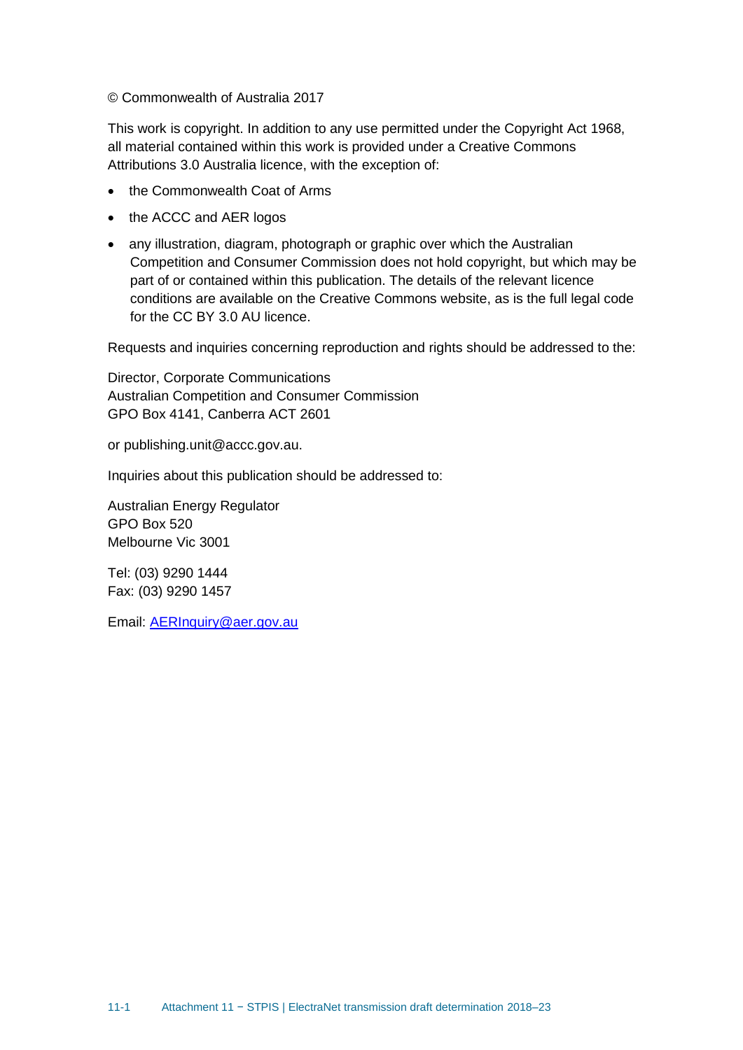© Commonwealth of Australia 2017

This work is copyright. In addition to any use permitted under the Copyright Act 1968, all material contained within this work is provided under a Creative Commons Attributions 3.0 Australia licence, with the exception of:

- the Commonwealth Coat of Arms
- the ACCC and AER logos
- any illustration, diagram, photograph or graphic over which the Australian Competition and Consumer Commission does not hold copyright, but which may be part of or contained within this publication. The details of the relevant licence conditions are available on the Creative Commons website, as is the full legal code for the CC BY 3.0 AU licence.

Requests and inquiries concerning reproduction and rights should be addressed to the:

Director, Corporate Communications
Australian Competition and Consumer Commission
GPO Box 4141, Canberra ACT 2601

or publishing.unit@accc.gov.au.

Inquiries about this publication should be addressed to:

Australian Energy Regulator
GPO Box 520
Melbourne Vic 3001

Tel: (03) 9290 1444
Fax: (03) 9290 1457

Email: AERInquiry@aer.gov.au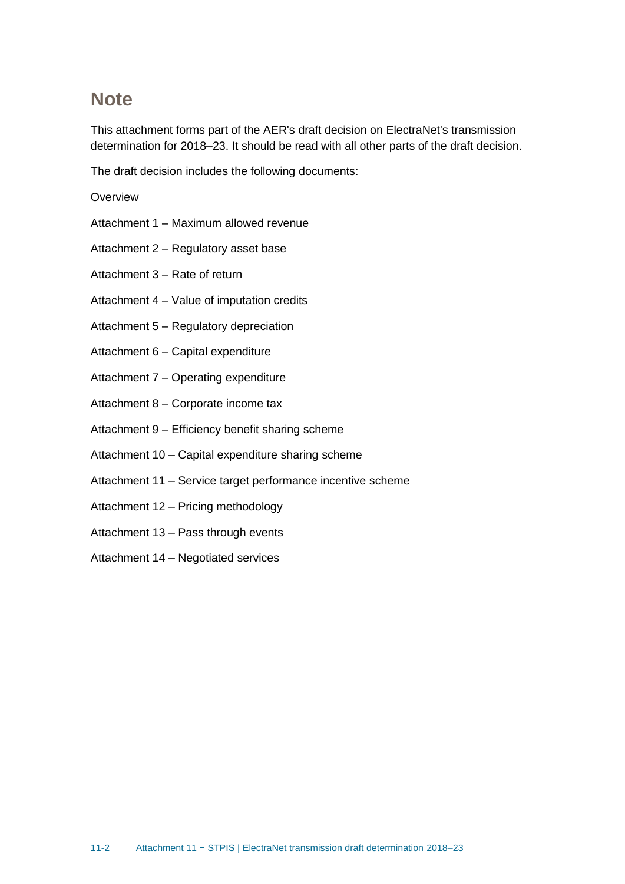# Note

This attachment forms part of the AER's draft decision on ElectraNet's transmission determination for 2018–23. It should be read with all other parts of the draft decision.

The draft decision includes the following documents:

Overview

Attachment 1 – Maximum allowed revenue

Attachment 2 – Regulatory asset base

Attachment 3 – Rate of return

Attachment 4 – Value of imputation credits

Attachment 5 – Regulatory depreciation

Attachment 6 – Capital expenditure

Attachment 7 – Operating expenditure

Attachment 8 – Corporate income tax

Attachment 9 – Efficiency benefit sharing scheme

Attachment 10 – Capital expenditure sharing scheme

Attachment 11 – Service target performance incentive scheme

Attachment 12 – Pricing methodology

Attachment 13 – Pass through events

Attachment 14 – Negotiated services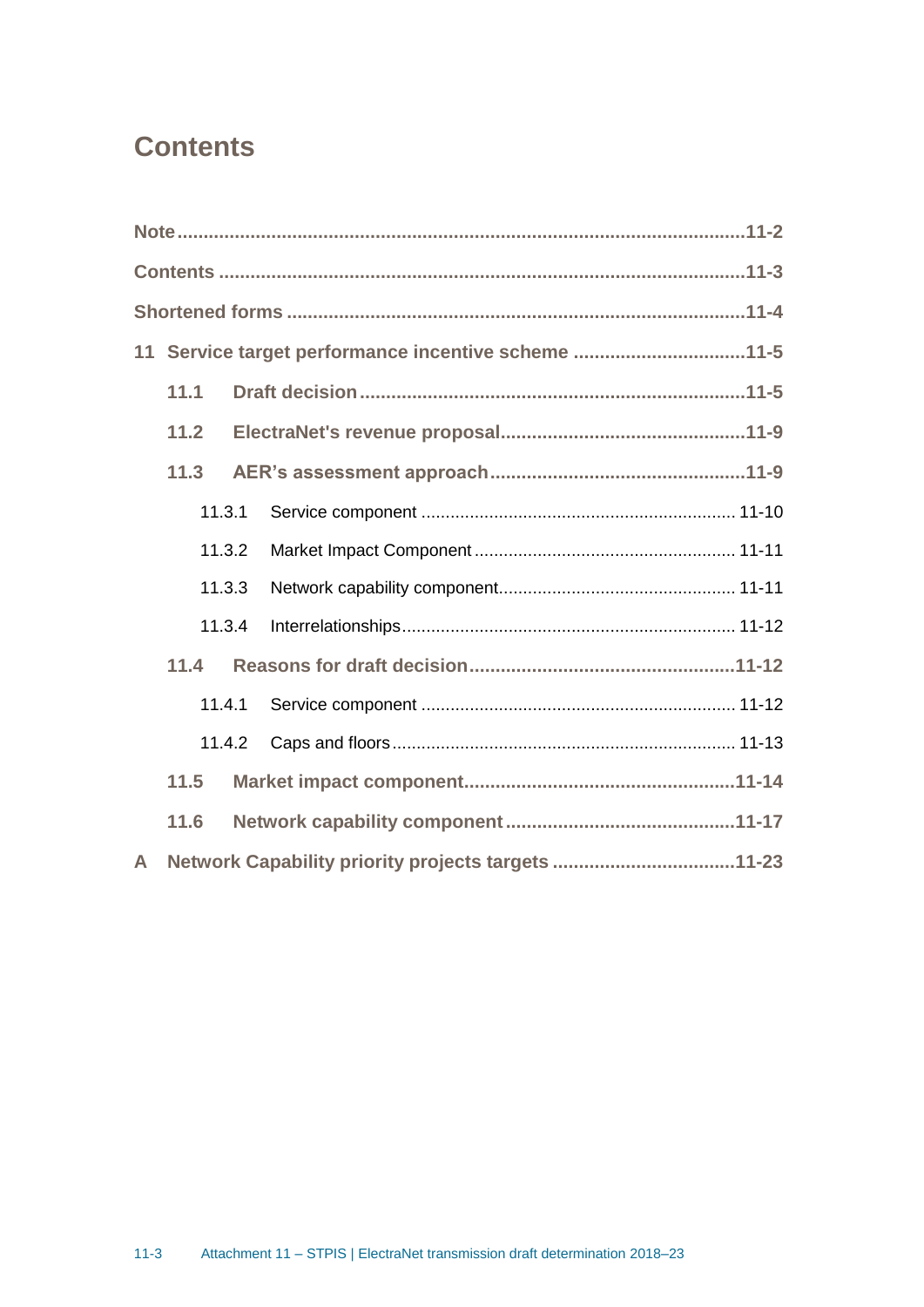# Contents

Note ..... 11-2

Contents ..... 11-3

Shortened forms ..... 11-4

11 Service target performance incentive scheme ..... 11-5

- 11.1 Draft decision ..... 11-5
- 11.2 ElectraNet's revenue proposal ..... 11-9
- 11.3 AER's assessment approach ..... 11-9
  - 11.3.1 Service component ..... 11-10
  - 11.3.2 Market Impact Component ..... 11-11
  - 11.3.3 Network capability component ..... 11-11
  - 11.3.4 Interrelationships ..... 11-12
- 11.4 Reasons for draft decision ..... 11-12
  - 11.4.1 Service component ..... 11-12
  - 11.4.2 Caps and floors ..... 11-13
- 11.5 Market impact component ..... 11-14
- 11.6 Network capability component ..... 11-17

A Network Capability priority projects targets ..... 11-23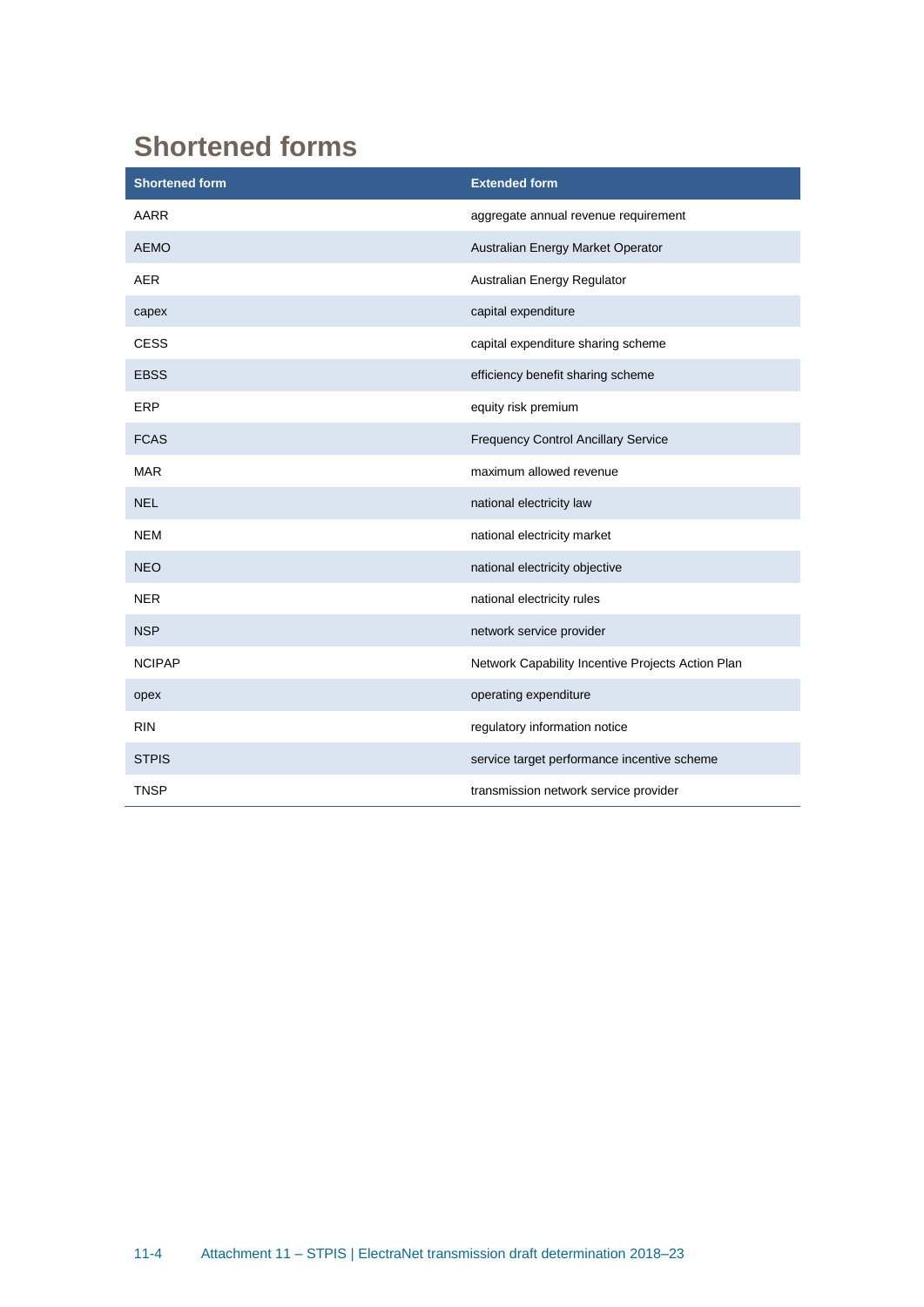# Shortened forms

| Shortened form | Extended form |
|---|---|
| AARR | aggregate annual revenue requirement |
| AEMO | Australian Energy Market Operator |
| AER | Australian Energy Regulator |
| capex | capital expenditure |
| CESS | capital expenditure sharing scheme |
| EBSS | efficiency benefit sharing scheme |
| ERP | equity risk premium |
| FCAS | Frequency Control Ancillary Service |
| MAR | maximum allowed revenue |
| NEL | national electricity law |
| NEM | national electricity market |
| NEO | national electricity objective |
| NER | national electricity rules |
| NSP | network service provider |
| NCIPAP | Network Capability Incentive Projects Action Plan |
| opex | operating expenditure |
| RIN | regulatory information notice |
| STPIS | service target performance incentive scheme |
| TNSP | transmission network service provider |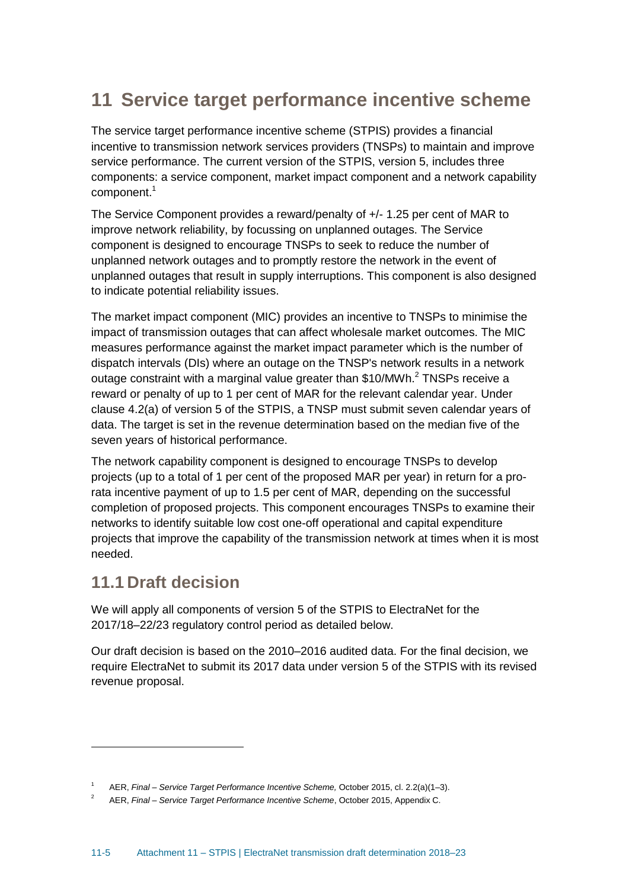# 11 Service target performance incentive scheme

The service target performance incentive scheme (STPIS) provides a financial incentive to transmission network services providers (TNSPs) to maintain and improve service performance. The current version of the STPIS, version 5, includes three components: a service component, market impact component and a network capability component.[1]

The Service Component provides a reward/penalty of +/- 1.25 per cent of MAR to improve network reliability, by focussing on unplanned outages. The Service component is designed to encourage TNSPs to seek to reduce the number of unplanned network outages and to promptly restore the network in the event of unplanned outages that result in supply interruptions. This component is also designed to indicate potential reliability issues.

The market impact component (MIC) provides an incentive to TNSPs to minimise the impact of transmission outages that can affect wholesale market outcomes. The MIC measures performance against the market impact parameter which is the number of dispatch intervals (DIs) where an outage on the TNSP's network results in a network outage constraint with a marginal value greater than $10/MWh.[2] TNSPs receive a reward or penalty of up to 1 per cent of MAR for the relevant calendar year. Under clause 4.2(a) of version 5 of the STPIS, a TNSP must submit seven calendar years of data. The target is set in the revenue determination based on the median five of the seven years of historical performance.

The network capability component is designed to encourage TNSPs to develop projects (up to a total of 1 per cent of the proposed MAR per year) in return for a pro-rata incentive payment of up to 1.5 per cent of MAR, depending on the successful completion of proposed projects. This component encourages TNSPs to examine their networks to identify suitable low cost one-off operational and capital expenditure projects that improve the capability of the transmission network at times when it is most needed.

## 11.1 Draft decision

We will apply all components of version 5 of the STPIS to ElectraNet for the 2017/18–22/23 regulatory control period as detailed below.

Our draft decision is based on the 2010–2016 audited data. For the final decision, we require ElectraNet to submit its 2017 data under version 5 of the STPIS with its revised revenue proposal.

---

[1] AER, *Final – Service Target Performance Incentive Scheme,* October 2015, cl. 2.2(a)(1–3).

[2] AER, *Final – Service Target Performance Incentive Scheme*, October 2015, Appendix C.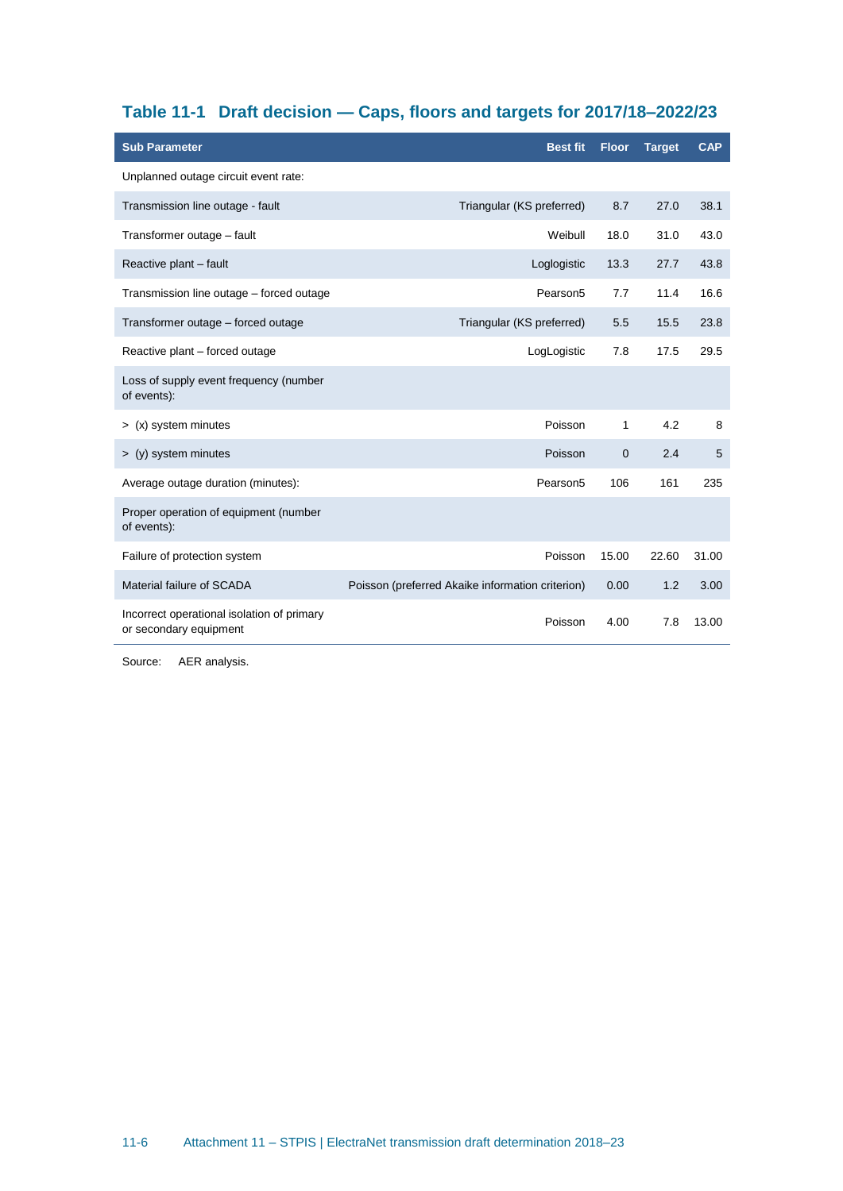## Table 11-1 Draft decision — Caps, floors and targets for 2017/18–2022/23

| Sub Parameter | Best fit | Floor | Target | CAP |
|---|---|---|---|---|
| Unplanned outage circuit event rate: | | | | |
| Transmission line outage - fault | Triangular (KS preferred) | 8.7 | 27.0 | 38.1 |
| Transformer outage – fault | Weibull | 18.0 | 31.0 | 43.0 |
| Reactive plant – fault | Loglogistic | 13.3 | 27.7 | 43.8 |
| Transmission line outage – forced outage | Pearson5 | 7.7 | 11.4 | 16.6 |
| Transformer outage – forced outage | Triangular (KS preferred) | 5.5 | 15.5 | 23.8 |
| Reactive plant – forced outage | LogLogistic | 7.8 | 17.5 | 29.5 |
| Loss of supply event frequency (number of events): | | | | |
| > (x) system minutes | Poisson | 1 | 4.2 | 8 |
| > (y) system minutes | Poisson | 0 | 2.4 | 5 |
| Average outage duration (minutes): | Pearson5 | 106 | 161 | 235 |
| Proper operation of equipment (number of events): | | | | |
| Failure of protection system | Poisson | 15.00 | 22.60 | 31.00 |
| Material failure of SCADA | Poisson (preferred Akaike information criterion) | 0.00 | 1.2 | 3.00 |
| Incorrect operational isolation of primary or secondary equipment | Poisson | 4.00 | 7.8 | 13.00 |

Source: AER analysis.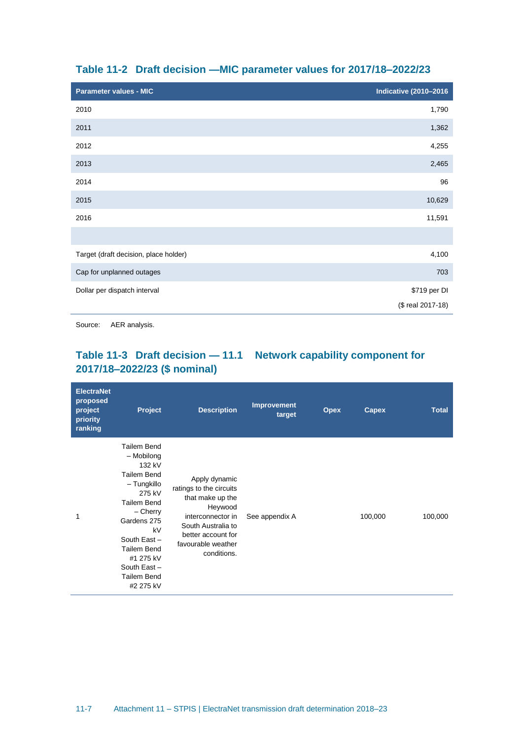### Table 11-2 Draft decision —MIC parameter values for 2017/18–2022/23

| Parameter values - MIC | Indicative (2010–2016 |
|---|---|
| 2010 | 1,790 |
| 2011 | 1,362 |
| 2012 | 4,255 |
| 2013 | 2,465 |
| 2014 | 96 |
| 2015 | 10,629 |
| 2016 | 11,591 |
| | |
| Target (draft decision, place holder) | 4,100 |
| Cap for unplanned outages | 703 |
| Dollar per dispatch interval | $719 per DI ($ real 2017-18) |

Source: AER analysis.

### Table 11-3 Draft decision — 11.1 Network capability component for 2017/18–2022/23 ($ nominal)

| ElectraNet proposed project priority ranking | Project | Description | Improvement target | Opex | Capex | Total |
|---|---|---|---|---|---|---|
| 1 | Tailem Bend – Mobilong 132 kV Tailem Bend – Tungkillo 275 kV Tailem Bend – Cherry Gardens 275 kV South East – Tailem Bend #1 275 kV South East – Tailem Bend #2 275 kV | Apply dynamic ratings to the circuits that make up the Heywood interconnector in South Australia to better account for favourable weather conditions. | See appendix A | | 100,000 | 100,000 |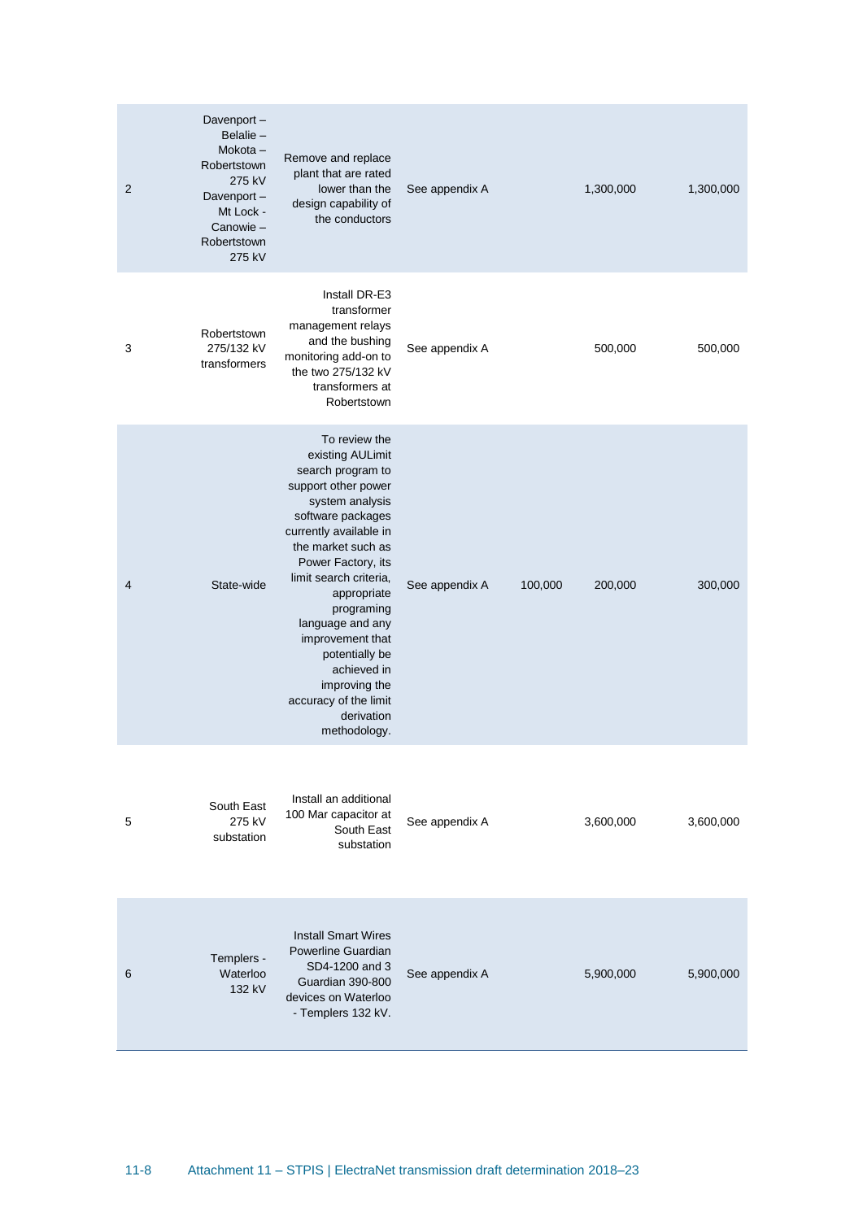| | | | | | | |
|---|---|---|---|---|---|---|
| 2 | Davenport – Belalie – Mokota – Robertstown 275 kV Davenport – Mt Lock - Canowie – Robertstown 275 kV | Remove and replace plant that are rated lower than the design capability of the conductors | See appendix A | | 1,300,000 | 1,300,000 |
| 3 | Robertstown 275/132 kV transformers | Install DR-E3 transformer management relays and the bushing monitoring add-on to the two 275/132 kV transformers at Robertstown | See appendix A | | 500,000 | 500,000 |
| 4 | State-wide | To review the existing AULimit search program to support other power system analysis software packages currently available in the market such as Power Factory, its limit search criteria, appropriate programing language and any improvement that potentially be achieved in improving the accuracy of the limit derivation methodology. | See appendix A | 100,000 | 200,000 | 300,000 |
| 5 | South East 275 kV substation | Install an additional 100 Mar capacitor at South East substation | See appendix A | | 3,600,000 | 3,600,000 |
| 6 | Templers - Waterloo 132 kV | Install Smart Wires Powerline Guardian SD4-1200 and 3 Guardian 390-800 devices on Waterloo - Templers 132 kV. | See appendix A | | 5,900,000 | 5,900,000 |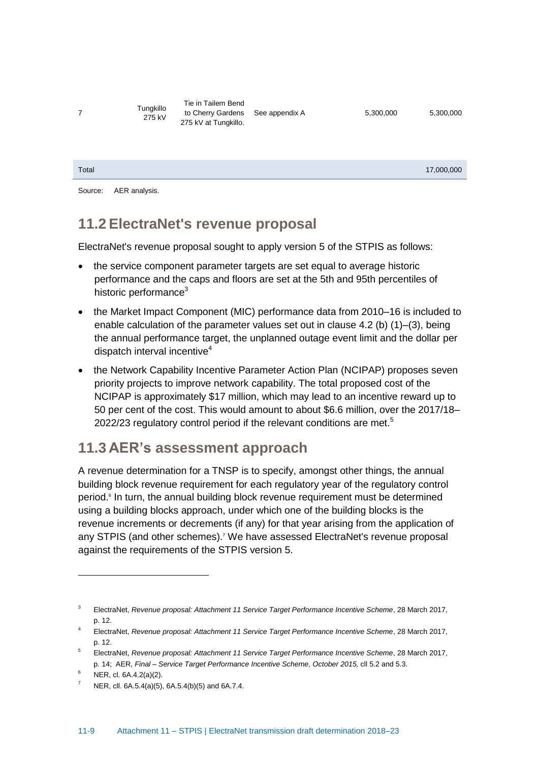| 7 | Tungkillo 275 kV | Tie in Tailem Bend to Cherry Gardens 275 kV at Tungkillo. | See appendix A | 5,300,000 | 5,300,000 |
|---|---|---|---|---|---|
| Total | | | | | 17,000,000 |

Source: AER analysis.

## 11.2 ElectraNet's revenue proposal

ElectraNet's revenue proposal sought to apply version 5 of the STPIS as follows:

- the service component parameter targets are set equal to average historic performance and the caps and floors are set at the 5th and 95th percentiles of historic performance[3]
- the Market Impact Component (MIC) performance data from 2010–16 is included to enable calculation of the parameter values set out in clause 4.2 (b) (1)–(3), being the annual performance target, the unplanned outage event limit and the dollar per dispatch interval incentive[4]
- the Network Capability Incentive Parameter Action Plan (NCIPAP) proposes seven priority projects to improve network capability. The total proposed cost of the NCIPAP is approximately $17 million, which may lead to an incentive reward up to 50 per cent of the cost. This would amount to about $6.6 million, over the 2017/18–2022/23 regulatory control period if the relevant conditions are met.[5]

## 11.3 AER's assessment approach

A revenue determination for a TNSP is to specify, amongst other things, the annual building block revenue requirement for each regulatory year of the regulatory control period.[6] In turn, the annual building block revenue requirement must be determined using a building blocks approach, under which one of the building blocks is the revenue increments or decrements (if any) for that year arising from the application of any STPIS (and other schemes).[7] We have assessed ElectraNet's revenue proposal against the requirements of the STPIS version 5.

---

[3] ElectraNet, *Revenue proposal: Attachment 11 Service Target Performance Incentive Scheme*, 28 March 2017, p. 12.

[4] ElectraNet, *Revenue proposal: Attachment 11 Service Target Performance Incentive Scheme*, 28 March 2017, p. 12.

[5] ElectraNet, *Revenue proposal: Attachment 11 Service Target Performance Incentive Scheme*, 28 March 2017, p. 14; AER, *Final – Service Target Performance Incentive Scheme, October 2015,* cll 5.2 and 5.3.

[6] NER, cl. 6A.4.2(a)(2).

[7] NER, cll. 6A.5.4(a)(5), 6A.5.4(b)(5) and 6A.7.4.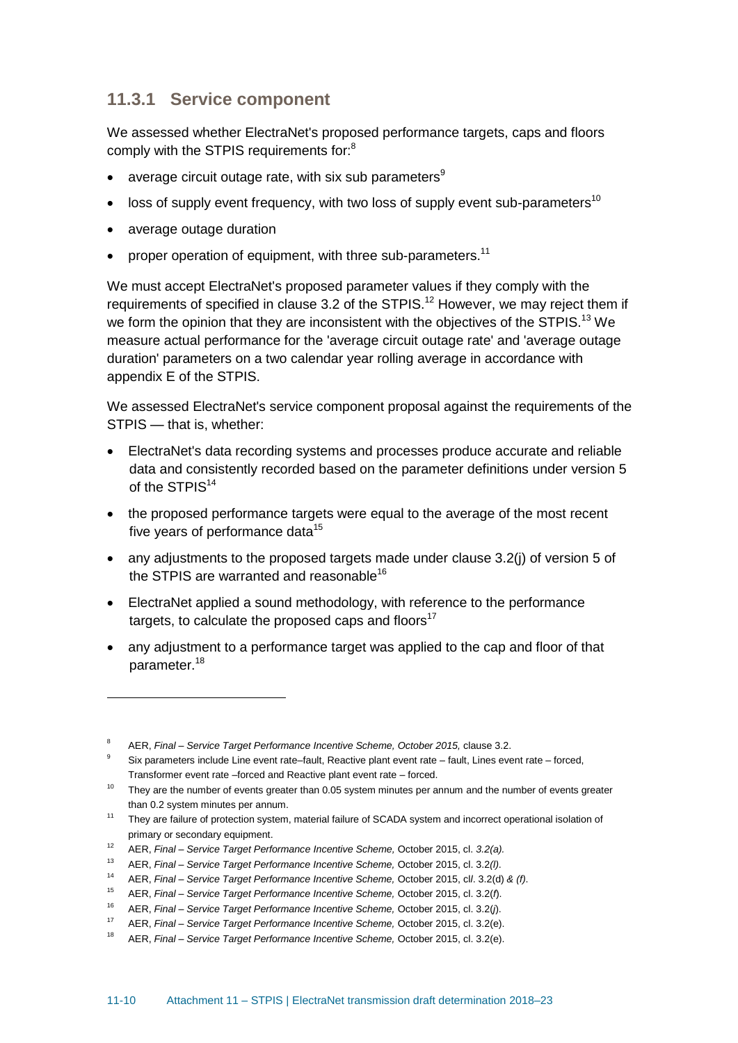### 11.3.1 Service component

We assessed whether ElectraNet's proposed performance targets, caps and floors comply with the STPIS requirements for:[8]

- average circuit outage rate, with six sub parameters[9]
- loss of supply event frequency, with two loss of supply event sub-parameters[10]
- average outage duration
- proper operation of equipment, with three sub-parameters.[11]

We must accept ElectraNet's proposed parameter values if they comply with the requirements of specified in clause 3.2 of the STPIS.[12] However, we may reject them if we form the opinion that they are inconsistent with the objectives of the STPIS.[13] We measure actual performance for the 'average circuit outage rate' and 'average outage duration' parameters on a two calendar year rolling average in accordance with appendix E of the STPIS.

We assessed ElectraNet's service component proposal against the requirements of the STPIS — that is, whether:

- ElectraNet's data recording systems and processes produce accurate and reliable data and consistently recorded based on the parameter definitions under version 5 of the STPIS[14]
- the proposed performance targets were equal to the average of the most recent five years of performance data[15]
- any adjustments to the proposed targets made under clause 3.2(j) of version 5 of the STPIS are warranted and reasonable[16]
- ElectraNet applied a sound methodology, with reference to the performance targets, to calculate the proposed caps and floors[17]
- any adjustment to a performance target was applied to the cap and floor of that parameter.[18]

---

[8] AER, *Final – Service Target Performance Incentive Scheme, October 2015,* clause 3.2.

[9] Six parameters include Line event rate–fault, Reactive plant event rate – fault, Lines event rate – forced, Transformer event rate –forced and Reactive plant event rate – forced.

[10] They are the number of events greater than 0.05 system minutes per annum and the number of events greater than 0.2 system minutes per annum.

[11] They are failure of protection system, material failure of SCADA system and incorrect operational isolation of primary or secondary equipment.

[12] AER, *Final – Service Target Performance Incentive Scheme,* October 2015, cl. *3.2(a).*

[13] AER, *Final – Service Target Performance Incentive Scheme,* October 2015, cl. 3.2*(l).*

[14] AER, *Final – Service Target Performance Incentive Scheme,* October 2015, cll. 3.2(d) *& (f).*

[15] AER, *Final – Service Target Performance Incentive Scheme,* October 2015, cl. 3.2(*f*).

[16] AER, *Final – Service Target Performance Incentive Scheme,* October 2015, cl. 3.2(*j*).

[17] AER, *Final – Service Target Performance Incentive Scheme,* October 2015, cl. 3.2(e).

[18] AER, *Final – Service Target Performance Incentive Scheme,* October 2015, cl. 3.2(e).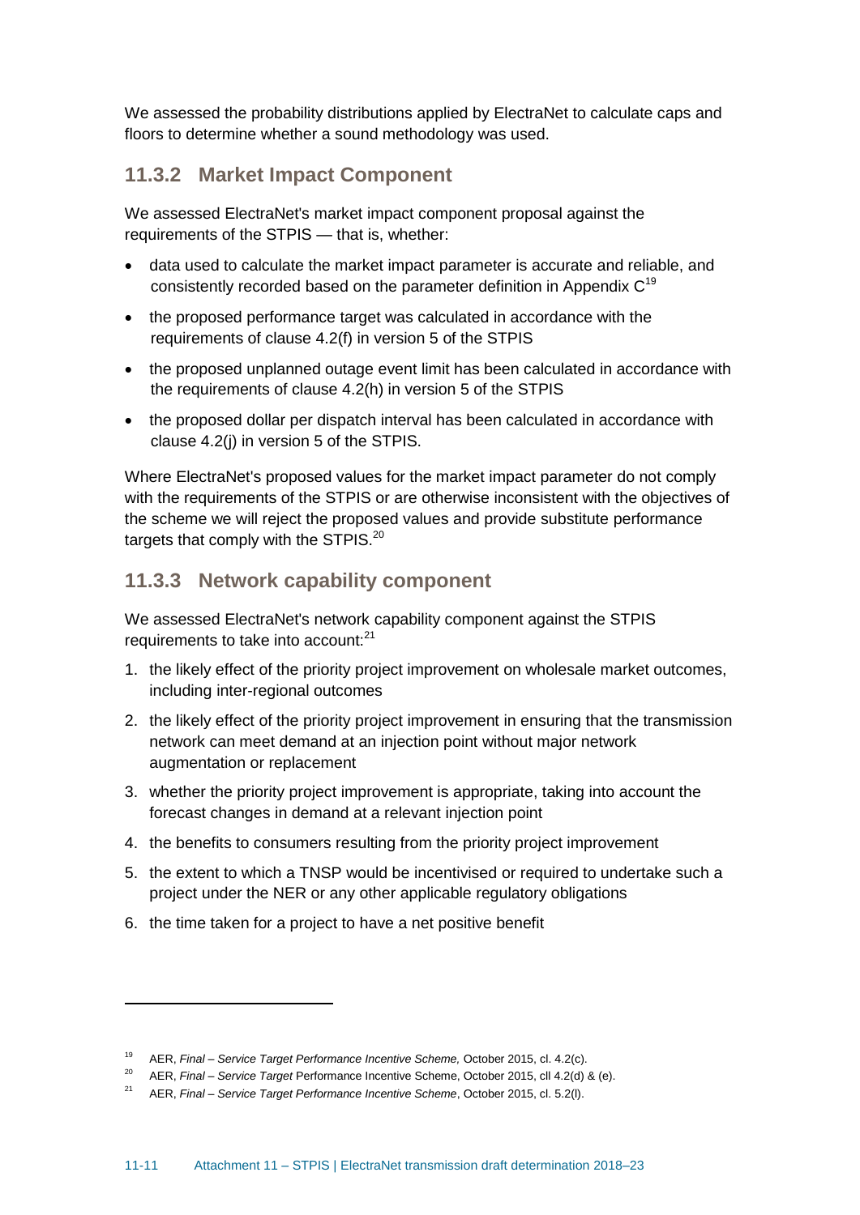We assessed the probability distributions applied by ElectraNet to calculate caps and floors to determine whether a sound methodology was used.

### 11.3.2 Market Impact Component

We assessed ElectraNet's market impact component proposal against the requirements of the STPIS — that is, whether:

- data used to calculate the market impact parameter is accurate and reliable, and consistently recorded based on the parameter definition in Appendix C[19]
- the proposed performance target was calculated in accordance with the requirements of clause 4.2(f) in version 5 of the STPIS
- the proposed unplanned outage event limit has been calculated in accordance with the requirements of clause 4.2(h) in version 5 of the STPIS
- the proposed dollar per dispatch interval has been calculated in accordance with clause 4.2(j) in version 5 of the STPIS.

Where ElectraNet's proposed values for the market impact parameter do not comply with the requirements of the STPIS or are otherwise inconsistent with the objectives of the scheme we will reject the proposed values and provide substitute performance targets that comply with the STPIS.[20]

### 11.3.3 Network capability component

We assessed ElectraNet's network capability component against the STPIS requirements to take into account:[21]

1. the likely effect of the priority project improvement on wholesale market outcomes, including inter-regional outcomes
2. the likely effect of the priority project improvement in ensuring that the transmission network can meet demand at an injection point without major network augmentation or replacement
3. whether the priority project improvement is appropriate, taking into account the forecast changes in demand at a relevant injection point
4. the benefits to consumers resulting from the priority project improvement
5. the extent to which a TNSP would be incentivised or required to undertake such a project under the NER or any other applicable regulatory obligations
6. the time taken for a project to have a net positive benefit

---

[19] AER, *Final – Service Target Performance Incentive Scheme,* October 2015, cl. 4.2(c).

[20] AER, *Final – Service Target* Performance Incentive Scheme, October 2015, cll 4.2(d) & (e).

[21] AER, *Final – Service Target Performance Incentive Scheme*, October 2015, cl. 5.2(l).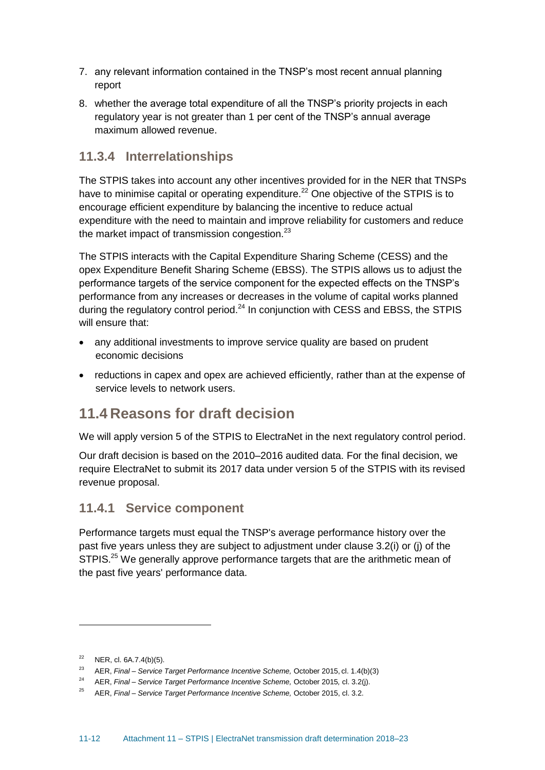7. any relevant information contained in the TNSP's most recent annual planning report
8. whether the average total expenditure of all the TNSP's priority projects in each regulatory year is not greater than 1 per cent of the TNSP's annual average maximum allowed revenue.

### 11.3.4 Interrelationships

The STPIS takes into account any other incentives provided for in the NER that TNSPs have to minimise capital or operating expenditure.[22] One objective of the STPIS is to encourage efficient expenditure by balancing the incentive to reduce actual expenditure with the need to maintain and improve reliability for customers and reduce the market impact of transmission congestion.[23]

The STPIS interacts with the Capital Expenditure Sharing Scheme (CESS) and the opex Expenditure Benefit Sharing Scheme (EBSS). The STPIS allows us to adjust the performance targets of the service component for the expected effects on the TNSP's performance from any increases or decreases in the volume of capital works planned during the regulatory control period.[24] In conjunction with CESS and EBSS, the STPIS will ensure that:

- any additional investments to improve service quality are based on prudent economic decisions
- reductions in capex and opex are achieved efficiently, rather than at the expense of service levels to network users.

## 11.4 Reasons for draft decision

We will apply version 5 of the STPIS to ElectraNet in the next regulatory control period.

Our draft decision is based on the 2010–2016 audited data. For the final decision, we require ElectraNet to submit its 2017 data under version 5 of the STPIS with its revised revenue proposal.

### 11.4.1 Service component

Performance targets must equal the TNSP's average performance history over the past five years unless they are subject to adjustment under clause 3.2(i) or (j) of the STPIS.[25] We generally approve performance targets that are the arithmetic mean of the past five years' performance data.

---

[22] NER, cl. 6A.7.4(b)(5).

[23] AER, *Final – Service Target Performance Incentive Scheme,* October 2015, cl. 1.4(b)(3)

[24] AER, *Final – Service Target Performance Incentive Scheme,* October 2015, cl. 3.2(j).

[25] AER, *Final – Service Target Performance Incentive Scheme,* October 2015, cl. 3.2.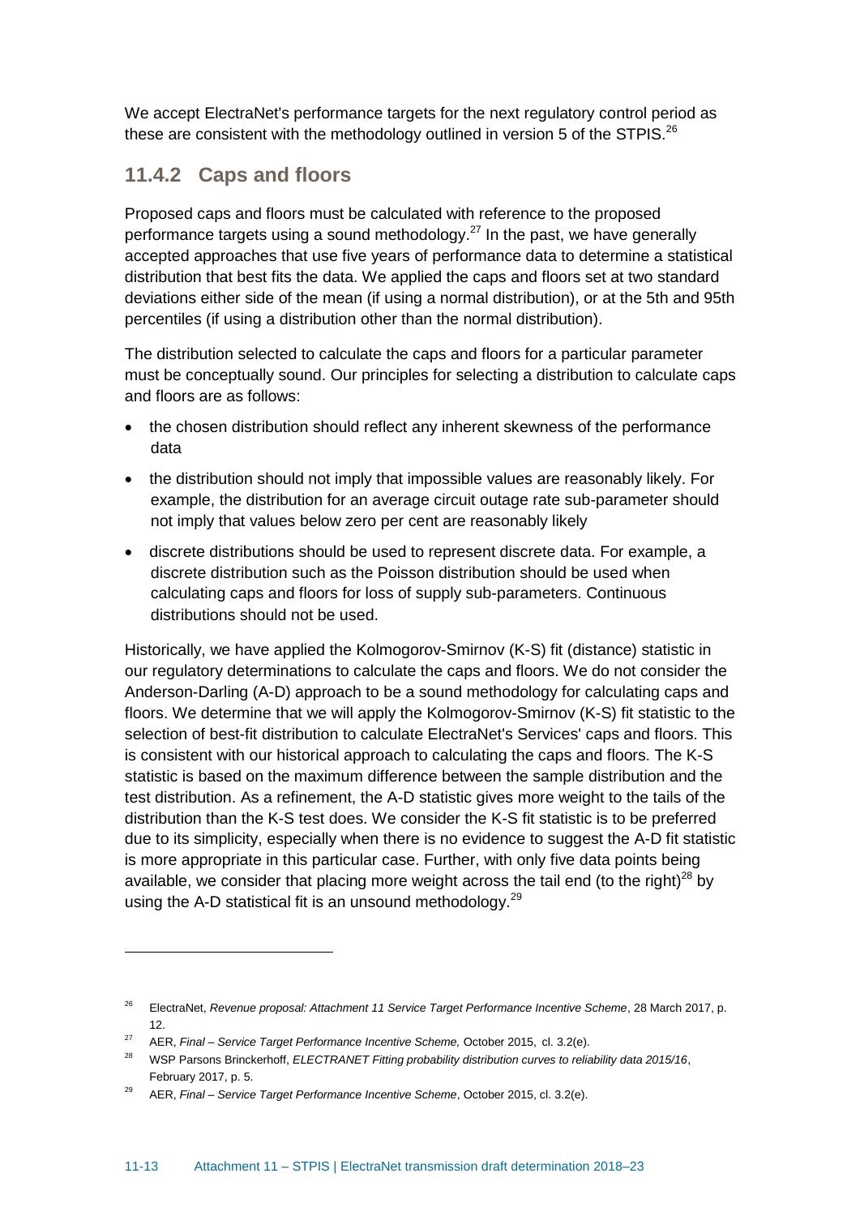We accept ElectraNet's performance targets for the next regulatory control period as these are consistent with the methodology outlined in version 5 of the STPIS.[26]

## 11.4.2 Caps and floors

Proposed caps and floors must be calculated with reference to the proposed performance targets using a sound methodology.[27] In the past, we have generally accepted approaches that use five years of performance data to determine a statistical distribution that best fits the data. We applied the caps and floors set at two standard deviations either side of the mean (if using a normal distribution), or at the 5th and 95th percentiles (if using a distribution other than the normal distribution).

The distribution selected to calculate the caps and floors for a particular parameter must be conceptually sound. Our principles for selecting a distribution to calculate caps and floors are as follows:

- the chosen distribution should reflect any inherent skewness of the performance data
- the distribution should not imply that impossible values are reasonably likely. For example, the distribution for an average circuit outage rate sub-parameter should not imply that values below zero per cent are reasonably likely
- discrete distributions should be used to represent discrete data. For example, a discrete distribution such as the Poisson distribution should be used when calculating caps and floors for loss of supply sub-parameters. Continuous distributions should not be used.

Historically, we have applied the Kolmogorov-Smirnov (K-S) fit (distance) statistic in our regulatory determinations to calculate the caps and floors. We do not consider the Anderson-Darling (A-D) approach to be a sound methodology for calculating caps and floors. We determine that we will apply the Kolmogorov-Smirnov (K-S) fit statistic to the selection of best-fit distribution to calculate ElectraNet's Services' caps and floors. This is consistent with our historical approach to calculating the caps and floors. The K-S statistic is based on the maximum difference between the sample distribution and the test distribution. As a refinement, the A-D statistic gives more weight to the tails of the distribution than the K-S test does. We consider the K-S fit statistic is to be preferred due to its simplicity, especially when there is no evidence to suggest the A-D fit statistic is more appropriate in this particular case. Further, with only five data points being available, we consider that placing more weight across the tail end (to the right)[28] by using the A-D statistical fit is an unsound methodology.[29]

---

[26] ElectraNet, *Revenue proposal: Attachment 11 Service Target Performance Incentive Scheme*, 28 March 2017, p. 12.

[27] AER, *Final – Service Target Performance Incentive Scheme,* October 2015, cl. 3.2(e).

[28] WSP Parsons Brinckerhoff, *ELECTRANET Fitting probability distribution curves to reliability data 2015/16*, February 2017, p. 5.

[29] AER, *Final – Service Target Performance Incentive Scheme*, October 2015, cl. 3.2(e).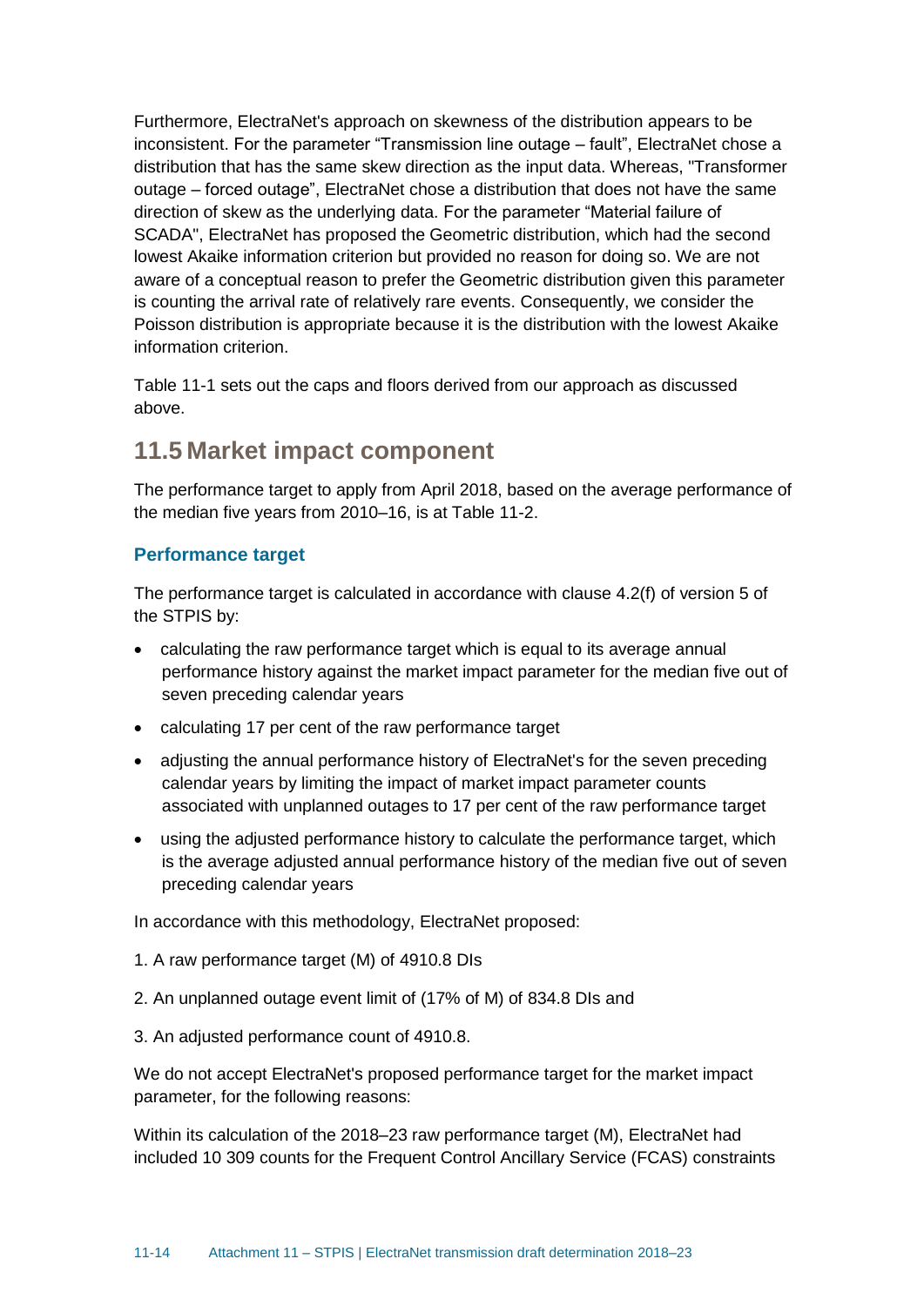Furthermore, ElectraNet's approach on skewness of the distribution appears to be inconsistent. For the parameter "Transmission line outage – fault", ElectraNet chose a distribution that has the same skew direction as the input data. Whereas, "Transformer outage – forced outage", ElectraNet chose a distribution that does not have the same direction of skew as the underlying data. For the parameter "Material failure of SCADA", ElectraNet has proposed the Geometric distribution, which had the second lowest Akaike information criterion but provided no reason for doing so. We are not aware of a conceptual reason to prefer the Geometric distribution given this parameter is counting the arrival rate of relatively rare events. Consequently, we consider the Poisson distribution is appropriate because it is the distribution with the lowest Akaike information criterion.

Table 11-1 sets out the caps and floors derived from our approach as discussed above.

## 11.5 Market impact component

The performance target to apply from April 2018, based on the average performance of the median five years from 2010–16, is at Table 11-2.

### Performance target

The performance target is calculated in accordance with clause 4.2(f) of version 5 of the STPIS by:

- calculating the raw performance target which is equal to its average annual performance history against the market impact parameter for the median five out of seven preceding calendar years
- calculating 17 per cent of the raw performance target
- adjusting the annual performance history of ElectraNet's for the seven preceding calendar years by limiting the impact of market impact parameter counts associated with unplanned outages to 17 per cent of the raw performance target
- using the adjusted performance history to calculate the performance target, which is the average adjusted annual performance history of the median five out of seven preceding calendar years

In accordance with this methodology, ElectraNet proposed:

1. A raw performance target (M) of 4910.8 DIs
2. An unplanned outage event limit of (17% of M) of 834.8 DIs and
3. An adjusted performance count of 4910.8.

We do not accept ElectraNet's proposed performance target for the market impact parameter, for the following reasons:

Within its calculation of the 2018–23 raw performance target (M), ElectraNet had included 10 309 counts for the Frequent Control Ancillary Service (FCAS) constraints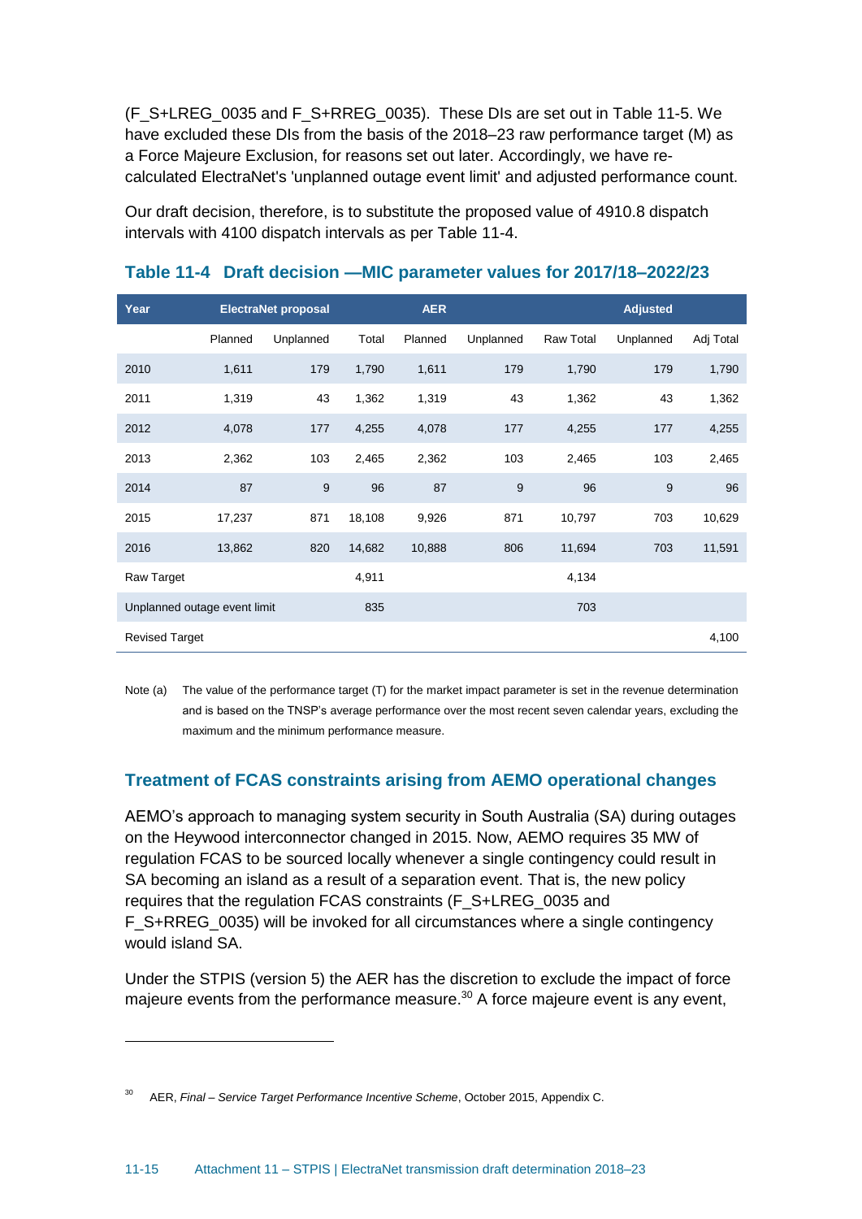(F_S+LREG_0035 and F_S+RREG_0035). These DIs are set out in Table 11-5. We have excluded these DIs from the basis of the 2018–23 raw performance target (M) as a Force Majeure Exclusion, for reasons set out later. Accordingly, we have re-calculated ElectraNet's 'unplanned outage event limit' and adjusted performance count.

Our draft decision, therefore, is to substitute the proposed value of 4910.8 dispatch intervals with 4100 dispatch intervals as per Table 11-4.

### Table 11-4 Draft decision —MIC parameter values for 2017/18–2022/23

| Year | ElectraNet proposal | | | AER | | | Adjusted | |
|---|---|---|---|---|---|---|---|---|
| | Planned | Unplanned | Total | Planned | Unplanned | Raw Total | Unplanned | Adj Total |
| 2010 | 1,611 | 179 | 1,790 | 1,611 | 179 | 1,790 | 179 | 1,790 |
| 2011 | 1,319 | 43 | 1,362 | 1,319 | 43 | 1,362 | 43 | 1,362 |
| 2012 | 4,078 | 177 | 4,255 | 4,078 | 177 | 4,255 | 177 | 4,255 |
| 2013 | 2,362 | 103 | 2,465 | 2,362 | 103 | 2,465 | 103 | 2,465 |
| 2014 | 87 | 9 | 96 | 87 | 9 | 96 | 9 | 96 |
| 2015 | 17,237 | 871 | 18,108 | 9,926 | 871 | 10,797 | 703 | 10,629 |
| 2016 | 13,862 | 820 | 14,682 | 10,888 | 806 | 11,694 | 703 | 11,591 |
| Raw Target | | | 4,911 | | | 4,134 | | |
| Unplanned outage event limit | | | 835 | | | 703 | | |
| Revised Target | | | | | | | | 4,100 |

Note (a) The value of the performance target (T) for the market impact parameter is set in the revenue determination and is based on the TNSP's average performance over the most recent seven calendar years, excluding the maximum and the minimum performance measure.

### Treatment of FCAS constraints arising from AEMO operational changes

AEMO's approach to managing system security in South Australia (SA) during outages on the Heywood interconnector changed in 2015. Now, AEMO requires 35 MW of regulation FCAS to be sourced locally whenever a single contingency could result in SA becoming an island as a result of a separation event. That is, the new policy requires that the regulation FCAS constraints (F_S+LREG_0035 and F_S+RREG_0035) will be invoked for all circumstances where a single contingency would island SA.

Under the STPIS (version 5) the AER has the discretion to exclude the impact of force majeure events from the performance measure.[30] A force majeure event is any event,

[30] AER, *Final – Service Target Performance Incentive Scheme*, October 2015, Appendix C.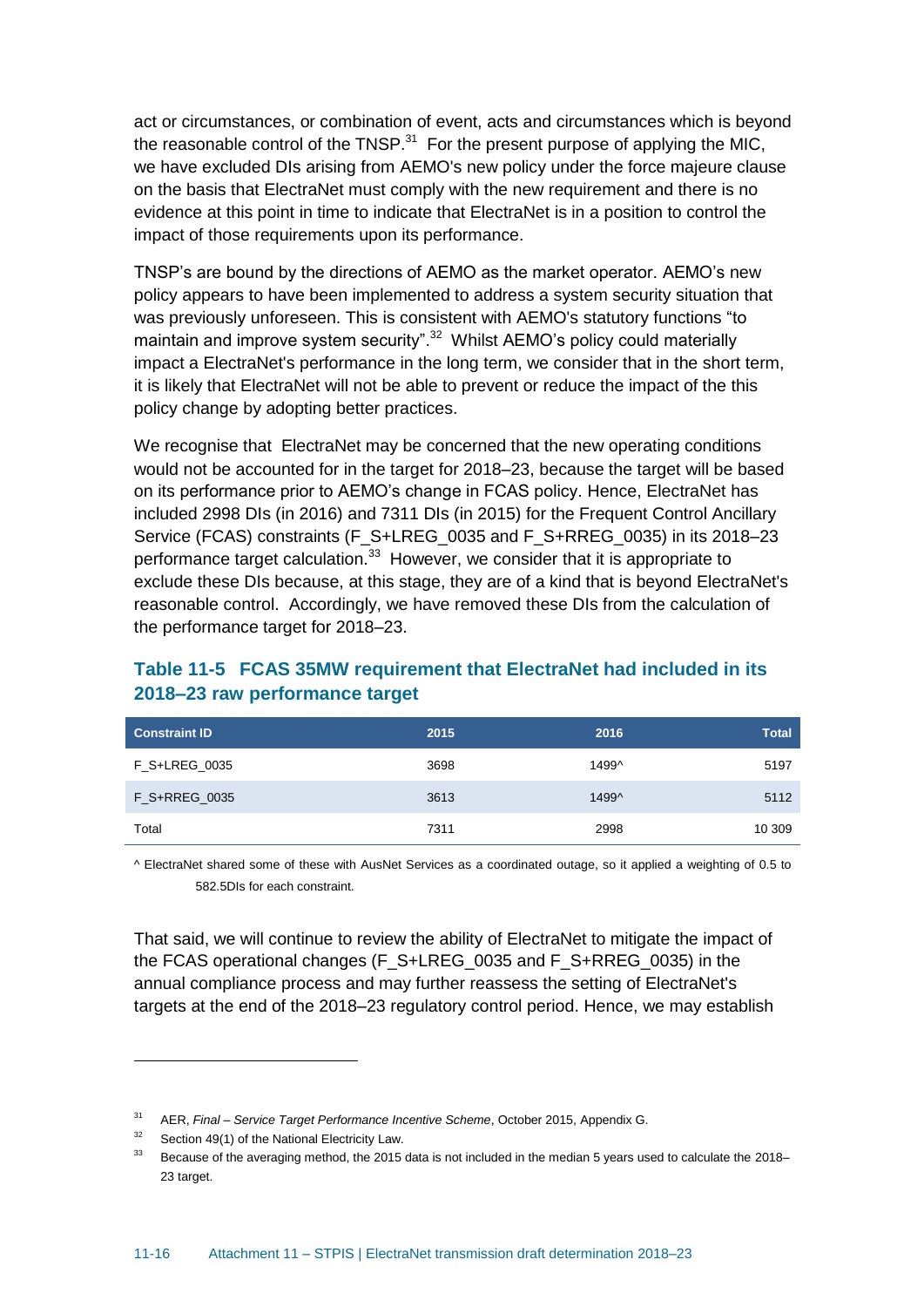act or circumstances, or combination of event, acts and circumstances which is beyond the reasonable control of the TNSP.[31] For the present purpose of applying the MIC, we have excluded DIs arising from AEMO's new policy under the force majeure clause on the basis that ElectraNet must comply with the new requirement and there is no evidence at this point in time to indicate that ElectraNet is in a position to control the impact of those requirements upon its performance.

TNSP's are bound by the directions of AEMO as the market operator. AEMO's new policy appears to have been implemented to address a system security situation that was previously unforeseen. This is consistent with AEMO's statutory functions "to maintain and improve system security".[32] Whilst AEMO's policy could materially impact a ElectraNet's performance in the long term, we consider that in the short term, it is likely that ElectraNet will not be able to prevent or reduce the impact of the this policy change by adopting better practices.

We recognise that ElectraNet may be concerned that the new operating conditions would not be accounted for in the target for 2018–23, because the target will be based on its performance prior to AEMO's change in FCAS policy. Hence, ElectraNet has included 2998 DIs (in 2016) and 7311 DIs (in 2015) for the Frequent Control Ancillary Service (FCAS) constraints (F_S+LREG_0035 and F_S+RREG_0035) in its 2018–23 performance target calculation.[33] However, we consider that it is appropriate to exclude these DIs because, at this stage, they are of a kind that is beyond ElectraNet's reasonable control. Accordingly, we have removed these DIs from the calculation of the performance target for 2018–23.

### Table 11-5 FCAS 35MW requirement that ElectraNet had included in its 2018–23 raw performance target

| Constraint ID | 2015 | 2016 | Total |
|---|---|---|---|
| F_S+LREG_0035 | 3698 | 1499^ | 5197 |
| F_S+RREG_0035 | 3613 | 1499^ | 5112 |
| Total | 7311 | 2998 | 10 309 |

^ ElectraNet shared some of these with AusNet Services as a coordinated outage, so it applied a weighting of 0.5 to 582.5DIs for each constraint.

That said, we will continue to review the ability of ElectraNet to mitigate the impact of the FCAS operational changes (F_S+LREG_0035 and F_S+RREG_0035) in the annual compliance process and may further reassess the setting of ElectraNet's targets at the end of the 2018–23 regulatory control period. Hence, we may establish

---

[31] AER, *Final – Service Target Performance Incentive Scheme*, October 2015, Appendix G.

[32] Section 49(1) of the National Electricity Law.

[33] Because of the averaging method, the 2015 data is not included in the median 5 years used to calculate the 2018–23 target.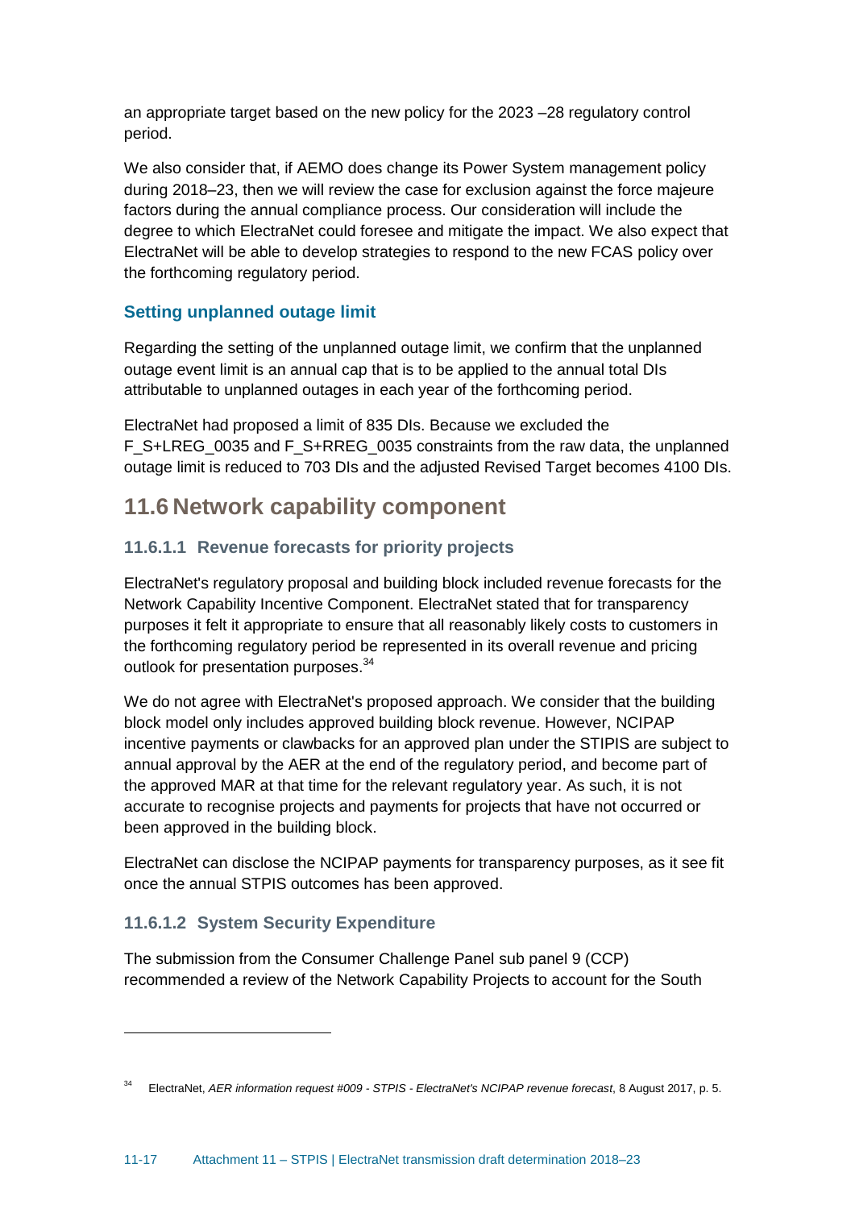an appropriate target based on the new policy for the 2023 –28 regulatory control period.

We also consider that, if AEMO does change its Power System management policy during 2018–23, then we will review the case for exclusion against the force majeure factors during the annual compliance process. Our consideration will include the degree to which ElectraNet could foresee and mitigate the impact. We also expect that ElectraNet will be able to develop strategies to respond to the new FCAS policy over the forthcoming regulatory period.

### Setting unplanned outage limit

Regarding the setting of the unplanned outage limit, we confirm that the unplanned outage event limit is an annual cap that is to be applied to the annual total DIs attributable to unplanned outages in each year of the forthcoming period.

ElectraNet had proposed a limit of 835 DIs. Because we excluded the F_S+LREG_0035 and F_S+RREG_0035 constraints from the raw data, the unplanned outage limit is reduced to 703 DIs and the adjusted Revised Target becomes 4100 DIs.

## 11.6 Network capability component

### 11.6.1.1 Revenue forecasts for priority projects

ElectraNet's regulatory proposal and building block included revenue forecasts for the Network Capability Incentive Component. ElectraNet stated that for transparency purposes it felt it appropriate to ensure that all reasonably likely costs to customers in the forthcoming regulatory period be represented in its overall revenue and pricing outlook for presentation purposes.[34]

We do not agree with ElectraNet's proposed approach. We consider that the building block model only includes approved building block revenue. However, NCIPAP incentive payments or clawbacks for an approved plan under the STIPIS are subject to annual approval by the AER at the end of the regulatory period, and become part of the approved MAR at that time for the relevant regulatory year. As such, it is not accurate to recognise projects and payments for projects that have not occurred or been approved in the building block.

ElectraNet can disclose the NCIPAP payments for transparency purposes, as it see fit once the annual STPIS outcomes has been approved.

### 11.6.1.2 System Security Expenditure

The submission from the Consumer Challenge Panel sub panel 9 (CCP) recommended a review of the Network Capability Projects to account for the South

[34] ElectraNet, *AER information request #009 - STPIS - ElectraNet's NCIPAP revenue forecast*, 8 August 2017, p. 5.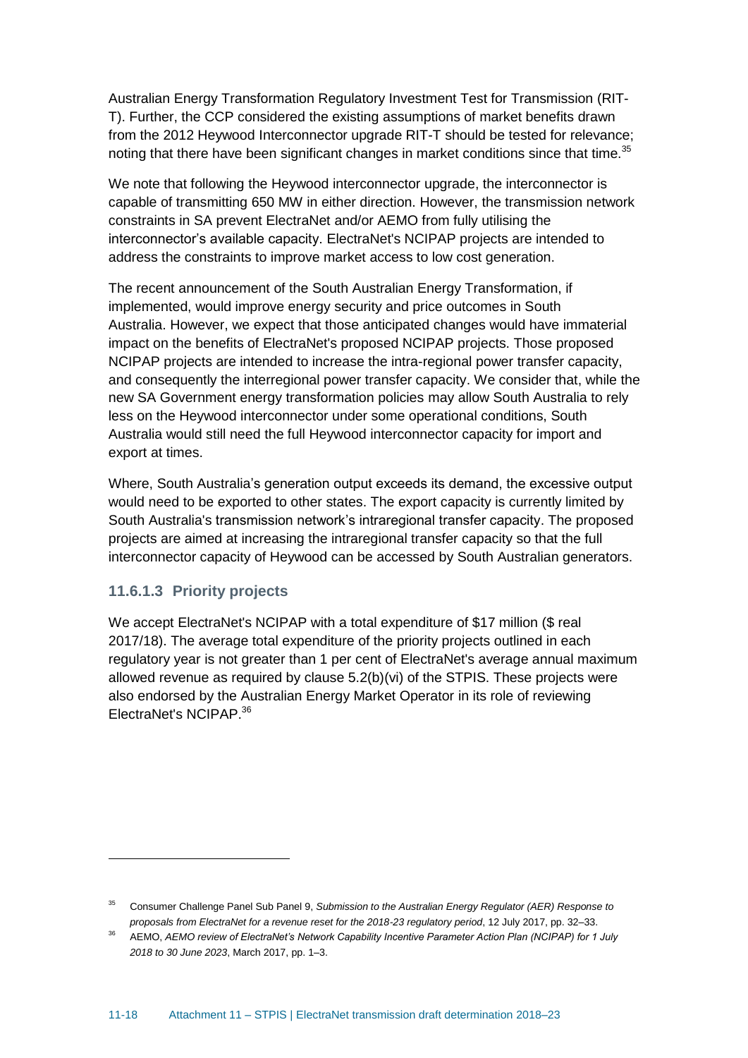Australian Energy Transformation Regulatory Investment Test for Transmission (RIT-T). Further, the CCP considered the existing assumptions of market benefits drawn from the 2012 Heywood Interconnector upgrade RIT-T should be tested for relevance; noting that there have been significant changes in market conditions since that time.[35]

We note that following the Heywood interconnector upgrade, the interconnector is capable of transmitting 650 MW in either direction. However, the transmission network constraints in SA prevent ElectraNet and/or AEMO from fully utilising the interconnector's available capacity. ElectraNet's NCIPAP projects are intended to address the constraints to improve market access to low cost generation.

The recent announcement of the South Australian Energy Transformation, if implemented, would improve energy security and price outcomes in South Australia. However, we expect that those anticipated changes would have immaterial impact on the benefits of ElectraNet's proposed NCIPAP projects. Those proposed NCIPAP projects are intended to increase the intra-regional power transfer capacity, and consequently the interregional power transfer capacity. We consider that, while the new SA Government energy transformation policies may allow South Australia to rely less on the Heywood interconnector under some operational conditions, South Australia would still need the full Heywood interconnector capacity for import and export at times.

Where, South Australia's generation output exceeds its demand, the excessive output would need to be exported to other states. The export capacity is currently limited by South Australia's transmission network's intraregional transfer capacity. The proposed projects are aimed at increasing the intraregional transfer capacity so that the full interconnector capacity of Heywood can be accessed by South Australian generators.

### 11.6.1.3 Priority projects

We accept ElectraNet's NCIPAP with a total expenditure of $17 million ($ real 2017/18). The average total expenditure of the priority projects outlined in each regulatory year is not greater than 1 per cent of ElectraNet's average annual maximum allowed revenue as required by clause 5.2(b)(vi) of the STPIS. These projects were also endorsed by the Australian Energy Market Operator in its role of reviewing ElectraNet's NCIPAP.[36]

---

[35] Consumer Challenge Panel Sub Panel 9, *Submission to the Australian Energy Regulator (AER) Response to proposals from ElectraNet for a revenue reset for the 2018-23 regulatory period*, 12 July 2017, pp. 32–33.

[36] AEMO, *AEMO review of ElectraNet's Network Capability Incentive Parameter Action Plan (NCIPAP) for 1 July 2018 to 30 June 2023*, March 2017, pp. 1–3.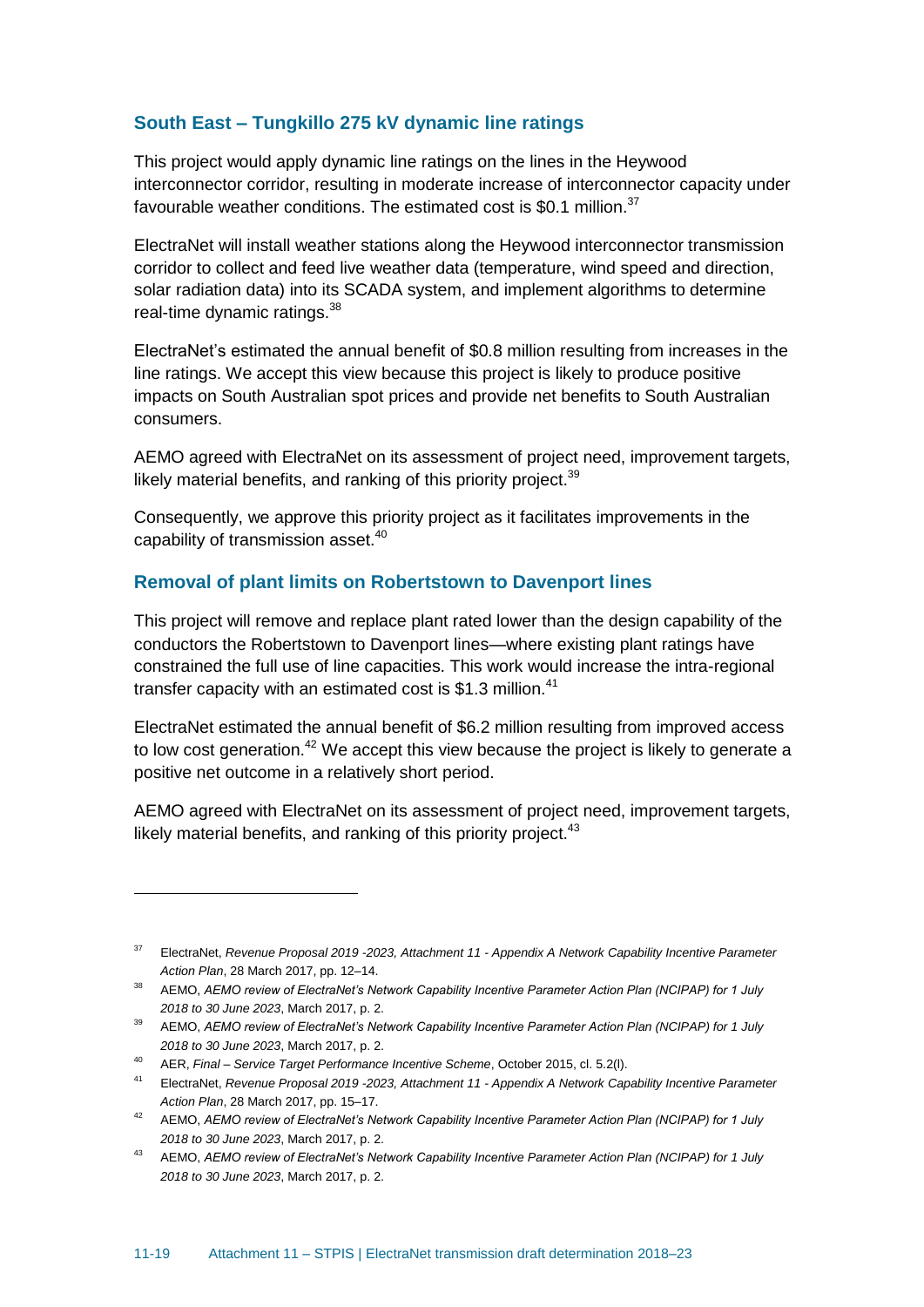### South East – Tungkillo 275 kV dynamic line ratings

This project would apply dynamic line ratings on the lines in the Heywood interconnector corridor, resulting in moderate increase of interconnector capacity under favourable weather conditions. The estimated cost is $0.1 million.[37]

ElectraNet will install weather stations along the Heywood interconnector transmission corridor to collect and feed live weather data (temperature, wind speed and direction, solar radiation data) into its SCADA system, and implement algorithms to determine real-time dynamic ratings.[38]

ElectraNet's estimated the annual benefit of $0.8 million resulting from increases in the line ratings. We accept this view because this project is likely to produce positive impacts on South Australian spot prices and provide net benefits to South Australian consumers.

AEMO agreed with ElectraNet on its assessment of project need, improvement targets, likely material benefits, and ranking of this priority project.[39]

Consequently, we approve this priority project as it facilitates improvements in the capability of transmission asset.[40]

### Removal of plant limits on Robertstown to Davenport lines

This project will remove and replace plant rated lower than the design capability of the conductors the Robertstown to Davenport lines—where existing plant ratings have constrained the full use of line capacities. This work would increase the intra-regional transfer capacity with an estimated cost is $1.3 million.[41]

ElectraNet estimated the annual benefit of $6.2 million resulting from improved access to low cost generation.[42] We accept this view because the project is likely to generate a positive net outcome in a relatively short period.

AEMO agreed with ElectraNet on its assessment of project need, improvement targets, likely material benefits, and ranking of this priority project.[43]

---

[37] ElectraNet, *Revenue Proposal 2019 -2023, Attachment 11 - Appendix A Network Capability Incentive Parameter Action Plan*, 28 March 2017, pp. 12–14.

[38] AEMO, *AEMO review of ElectraNet's Network Capability Incentive Parameter Action Plan (NCIPAP) for 1 July 2018 to 30 June 2023*, March 2017, p. 2.

[39] AEMO, *AEMO review of ElectraNet's Network Capability Incentive Parameter Action Plan (NCIPAP) for 1 July 2018 to 30 June 2023*, March 2017, p. 2.

[40] AER, *Final – Service Target Performance Incentive Scheme*, October 2015, cl. 5.2(l).

[41] ElectraNet, *Revenue Proposal 2019 -2023, Attachment 11 - Appendix A Network Capability Incentive Parameter Action Plan*, 28 March 2017, pp. 15–17.

[42] AEMO, *AEMO review of ElectraNet's Network Capability Incentive Parameter Action Plan (NCIPAP) for 1 July 2018 to 30 June 2023*, March 2017, p. 2.

[43] AEMO, *AEMO review of ElectraNet's Network Capability Incentive Parameter Action Plan (NCIPAP) for 1 July 2018 to 30 June 2023*, March 2017, p. 2.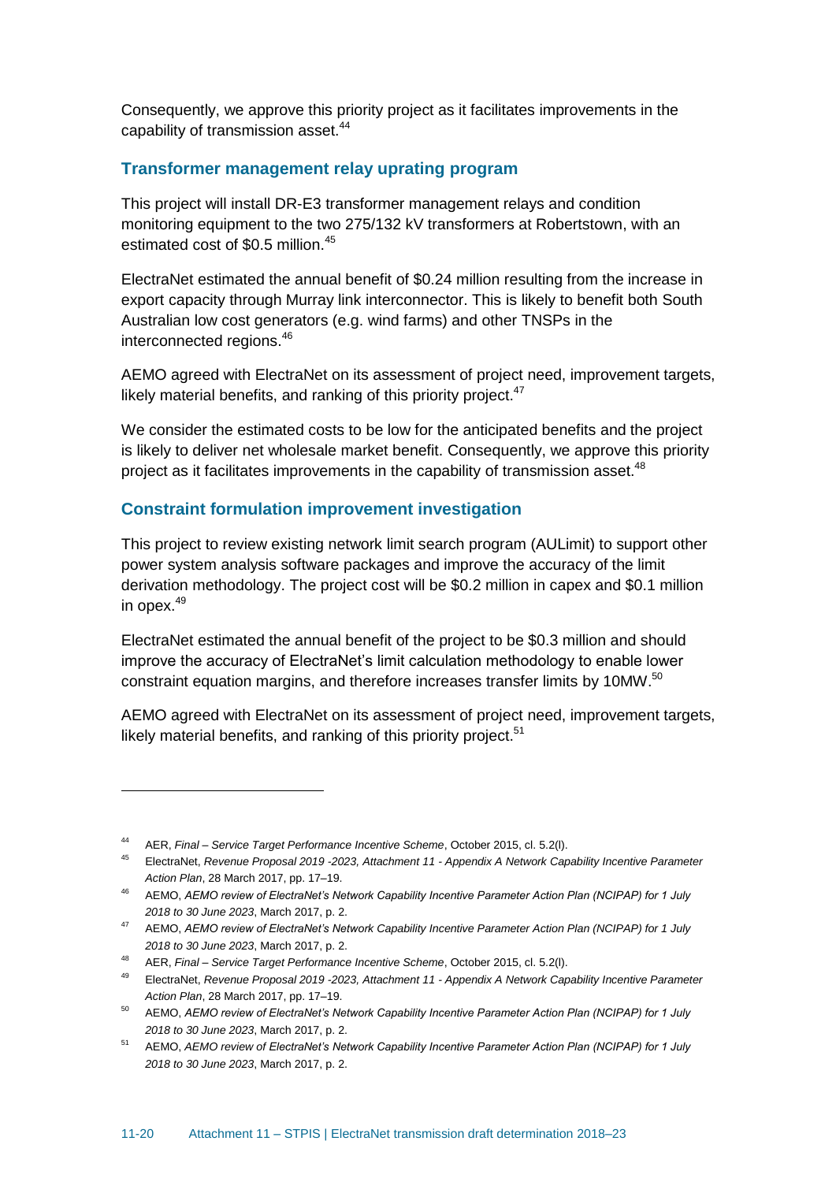Consequently, we approve this priority project as it facilitates improvements in the capability of transmission asset.[44]

## Transformer management relay uprating program

This project will install DR-E3 transformer management relays and condition monitoring equipment to the two 275/132 kV transformers at Robertstown, with an estimated cost of $0.5 million.[45]

ElectraNet estimated the annual benefit of $0.24 million resulting from the increase in export capacity through Murray link interconnector. This is likely to benefit both South Australian low cost generators (e.g. wind farms) and other TNSPs in the interconnected regions.[46]

AEMO agreed with ElectraNet on its assessment of project need, improvement targets, likely material benefits, and ranking of this priority project.[47]

We consider the estimated costs to be low for the anticipated benefits and the project is likely to deliver net wholesale market benefit. Consequently, we approve this priority project as it facilitates improvements in the capability of transmission asset.[48]

## Constraint formulation improvement investigation

This project to review existing network limit search program (AULimit) to support other power system analysis software packages and improve the accuracy of the limit derivation methodology. The project cost will be $0.2 million in capex and $0.1 million in opex.[49]

ElectraNet estimated the annual benefit of the project to be $0.3 million and should improve the accuracy of ElectraNet's limit calculation methodology to enable lower constraint equation margins, and therefore increases transfer limits by 10MW.[50]

AEMO agreed with ElectraNet on its assessment of project need, improvement targets, likely material benefits, and ranking of this priority project.[51]

---

[44] AER, *Final – Service Target Performance Incentive Scheme*, October 2015, cl. 5.2(l).

[45] ElectraNet, *Revenue Proposal 2019 -2023, Attachment 11 - Appendix A Network Capability Incentive Parameter Action Plan*, 28 March 2017, pp. 17–19.

[46] AEMO, *AEMO review of ElectraNet's Network Capability Incentive Parameter Action Plan (NCIPAP) for 1 July 2018 to 30 June 2023*, March 2017, p. 2.

[47] AEMO, *AEMO review of ElectraNet's Network Capability Incentive Parameter Action Plan (NCIPAP) for 1 July 2018 to 30 June 2023*, March 2017, p. 2.

[48] AER, *Final – Service Target Performance Incentive Scheme*, October 2015, cl. 5.2(l).

[49] ElectraNet, *Revenue Proposal 2019 -2023, Attachment 11 - Appendix A Network Capability Incentive Parameter Action Plan*, 28 March 2017, pp. 17–19.

[50] AEMO, *AEMO review of ElectraNet's Network Capability Incentive Parameter Action Plan (NCIPAP) for 1 July 2018 to 30 June 2023*, March 2017, p. 2.

[51] AEMO, *AEMO review of ElectraNet's Network Capability Incentive Parameter Action Plan (NCIPAP) for 1 July 2018 to 30 June 2023*, March 2017, p. 2.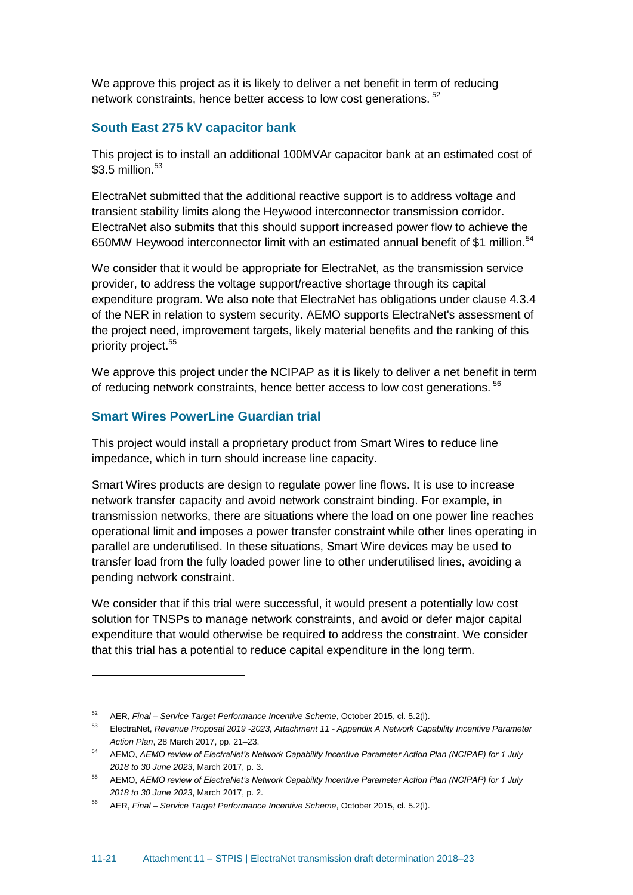We approve this project as it is likely to deliver a net benefit in term of reducing network constraints, hence better access to low cost generations. [52]

### South East 275 kV capacitor bank

This project is to install an additional 100MVAr capacitor bank at an estimated cost of $3.5 million.[53]

ElectraNet submitted that the additional reactive support is to address voltage and transient stability limits along the Heywood interconnector transmission corridor. ElectraNet also submits that this should support increased power flow to achieve the 650MW Heywood interconnector limit with an estimated annual benefit of $1 million.[54]

We consider that it would be appropriate for ElectraNet, as the transmission service provider, to address the voltage support/reactive shortage through its capital expenditure program. We also note that ElectraNet has obligations under clause 4.3.4 of the NER in relation to system security. AEMO supports ElectraNet's assessment of the project need, improvement targets, likely material benefits and the ranking of this priority project.[55]

We approve this project under the NCIPAP as it is likely to deliver a net benefit in term of reducing network constraints, hence better access to low cost generations. [56]

### Smart Wires PowerLine Guardian trial

This project would install a proprietary product from Smart Wires to reduce line impedance, which in turn should increase line capacity.

Smart Wires products are design to regulate power line flows. It is use to increase network transfer capacity and avoid network constraint binding. For example, in transmission networks, there are situations where the load on one power line reaches operational limit and imposes a power transfer constraint while other lines operating in parallel are underutilised. In these situations, Smart Wire devices may be used to transfer load from the fully loaded power line to other underutilised lines, avoiding a pending network constraint.

We consider that if this trial were successful, it would present a potentially low cost solution for TNSPs to manage network constraints, and avoid or defer major capital expenditure that would otherwise be required to address the constraint. We consider that this trial has a potential to reduce capital expenditure in the long term.

---

[52] AER, *Final – Service Target Performance Incentive Scheme*, October 2015, cl. 5.2(l).

[53] ElectraNet, *Revenue Proposal 2019 -2023, Attachment 11 - Appendix A Network Capability Incentive Parameter Action Plan*, 28 March 2017, pp. 21–23.

[54] AEMO, *AEMO review of ElectraNet's Network Capability Incentive Parameter Action Plan (NCIPAP) for 1 July 2018 to 30 June 2023*, March 2017, p. 3.

[55] AEMO, *AEMO review of ElectraNet's Network Capability Incentive Parameter Action Plan (NCIPAP) for 1 July 2018 to 30 June 2023*, March 2017, p. 2.

[56] AER, *Final – Service Target Performance Incentive Scheme*, October 2015, cl. 5.2(l).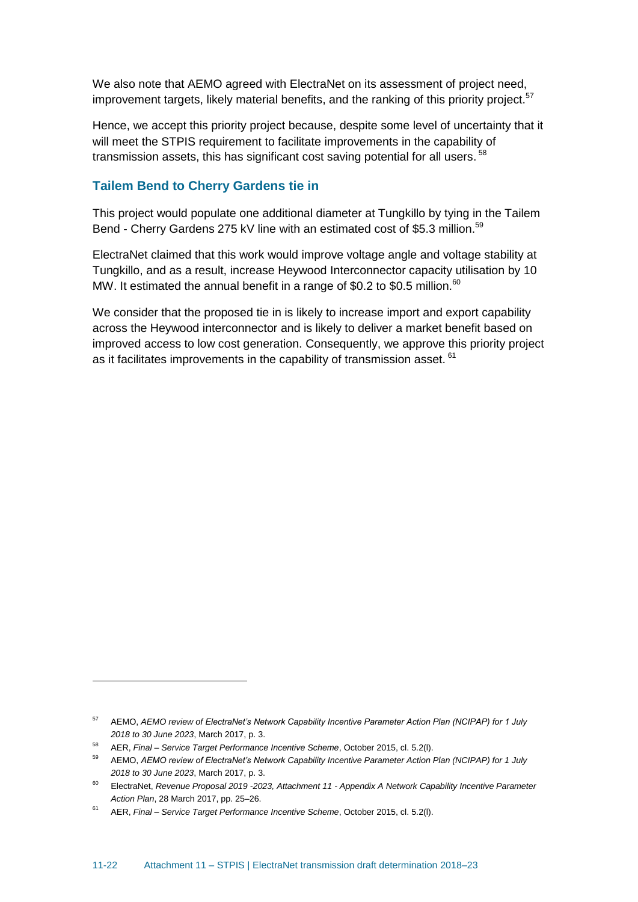We also note that AEMO agreed with ElectraNet on its assessment of project need, improvement targets, likely material benefits, and the ranking of this priority project.[57]

Hence, we accept this priority project because, despite some level of uncertainty that it will meet the STPIS requirement to facilitate improvements in the capability of transmission assets, this has significant cost saving potential for all users.[58]

### Tailem Bend to Cherry Gardens tie in

This project would populate one additional diameter at Tungkillo by tying in the Tailem Bend - Cherry Gardens 275 kV line with an estimated cost of $5.3 million.[59]

ElectraNet claimed that this work would improve voltage angle and voltage stability at Tungkillo, and as a result, increase Heywood Interconnector capacity utilisation by 10 MW. It estimated the annual benefit in a range of $0.2 to $0.5 million.[60]

We consider that the proposed tie in is likely to increase import and export capability across the Heywood interconnector and is likely to deliver a market benefit based on improved access to low cost generation. Consequently, we approve this priority project as it facilitates improvements in the capability of transmission asset.[61]

---

[57] AEMO, *AEMO review of ElectraNet's Network Capability Incentive Parameter Action Plan (NCIPAP) for 1 July 2018 to 30 June 2023*, March 2017, p. 3.

[58] AER, *Final – Service Target Performance Incentive Scheme*, October 2015, cl. 5.2(l).

[59] AEMO, *AEMO review of ElectraNet's Network Capability Incentive Parameter Action Plan (NCIPAP) for 1 July 2018 to 30 June 2023*, March 2017, p. 3.

[60] ElectraNet, *Revenue Proposal 2019 -2023, Attachment 11 - Appendix A Network Capability Incentive Parameter Action Plan*, 28 March 2017, pp. 25–26.

[61] AER, *Final – Service Target Performance Incentive Scheme*, October 2015, cl. 5.2(l).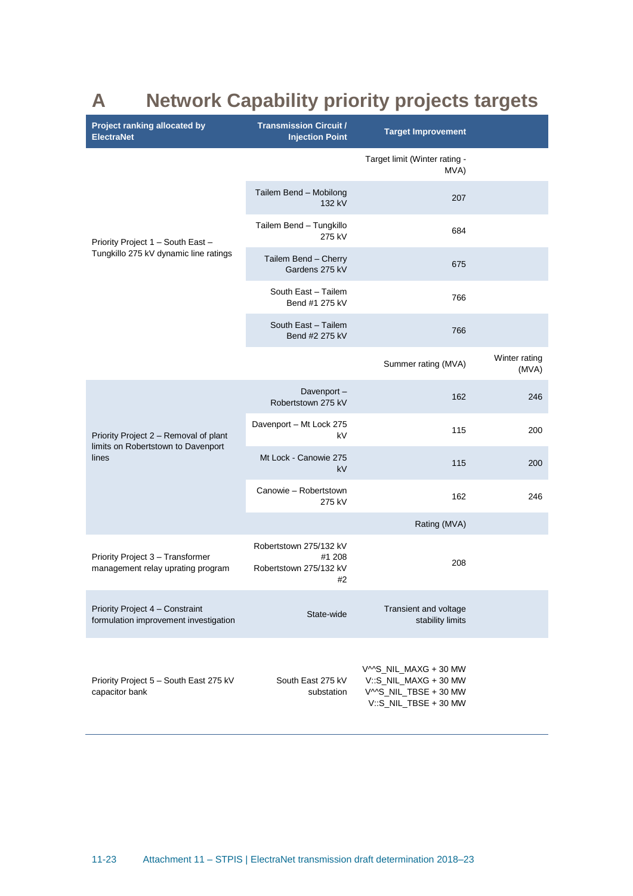# A Network Capability priority projects targets

| Project ranking allocated by ElectraNet | Transmission Circuit / Injection Point | Target Improvement | |
|---|---|---|---|
| | | Target limit (Winter rating - MVA) | |
| Priority Project 1 – South East – Tungkillo 275 kV dynamic line ratings | Tailem Bend – Mobilong 132 kV | 207 | |
| | Tailem Bend – Tungkillo 275 kV | 684 | |
| | Tailem Bend – Cherry Gardens 275 kV | 675 | |
| | South East – Tailem Bend #1 275 kV | 766 | |
| | South East – Tailem Bend #2 275 kV | 766 | |
| | | Summer rating (MVA) | Winter rating (MVA) |
| Priority Project 2 – Removal of plant limits on Robertstown to Davenport lines | Davenport – Robertstown 275 kV | 162 | 246 |
| | Davenport – Mt Lock 275 kV | 115 | 200 |
| | Mt Lock - Canowie 275 kV | 115 | 200 |
| | Canowie – Robertstown 275 kV | 162 | 246 |
| | | Rating (MVA) | |
| Priority Project 3 – Transformer management relay uprating program | Robertstown 275/132 kV #1 208 Robertstown 275/132 kV #2 | 208 | |
| Priority Project 4 – Constraint formulation improvement investigation | State-wide | Transient and voltage stability limits | |
| Priority Project 5 – South East 275 kV capacitor bank | South East 275 kV substation | V^^S_NIL_MAXG + 30 MW<br>V::S_NIL_MAXG + 30 MW<br>V^^S_NIL_TBSE + 30 MW<br>V::S_NIL_TBSE + 30 MW | |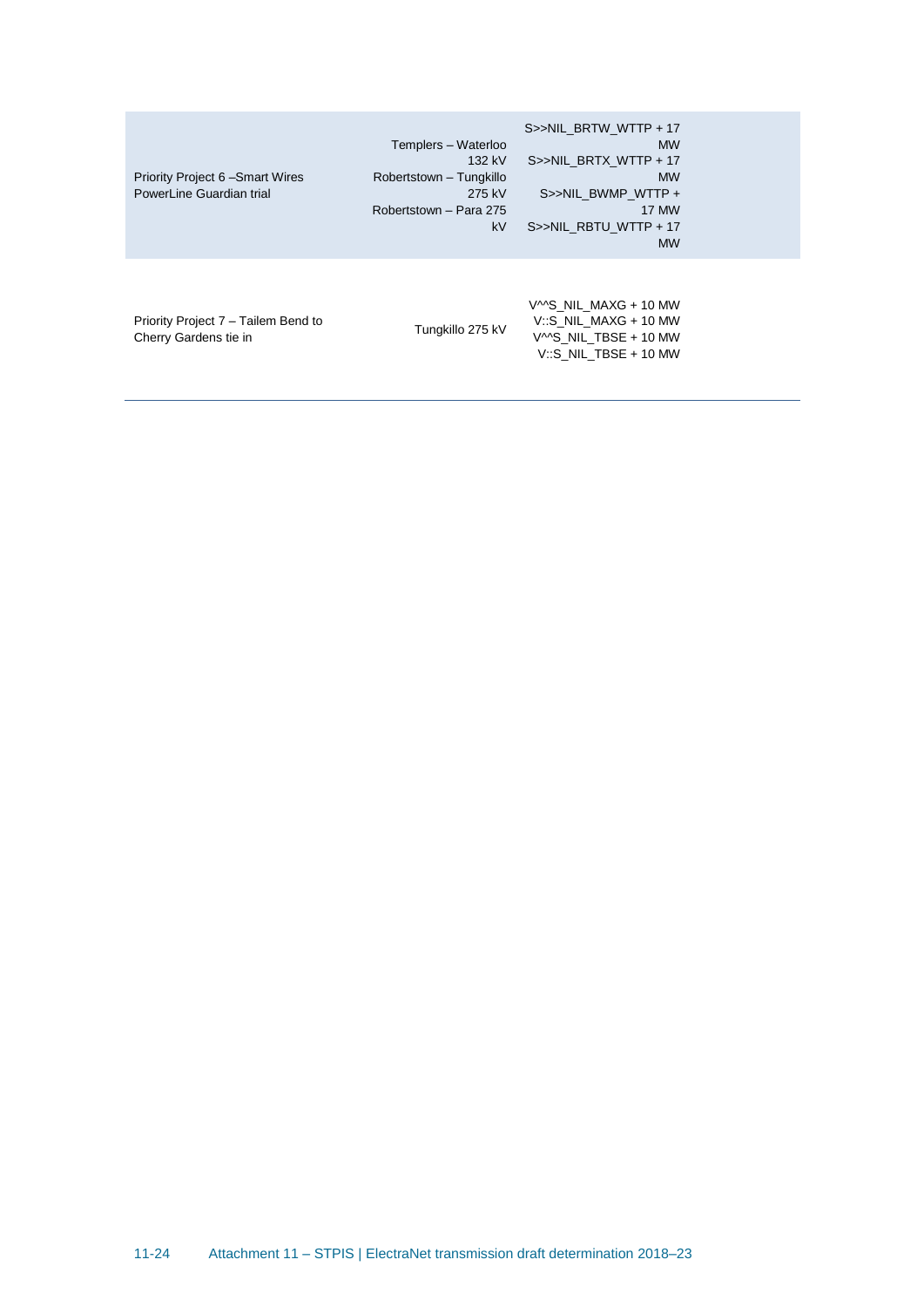| | | |
|---|---|---|
| Priority Project 6 –Smart Wires PowerLine Guardian trial | Templers – Waterloo 132 kV<br>Robertstown – Tungkillo 275 kV<br>Robertstown – Para 275 kV | S>>NIL_BRTW_WTTP + 17 MW<br>S>>NIL_BRTX_WTTP + 17 MW<br>S>>NIL_BWMP_WTTP + 17 MW<br>S>>NIL_RBTU_WTTP + 17 MW |
| Priority Project 7 – Tailem Bend to Cherry Gardens tie in | Tungkillo 275 kV | V^^S_NIL_MAXG + 10 MW<br>V::S_NIL_MAXG + 10 MW<br>V^^S_NIL_TBSE + 10 MW<br>V::S_NIL_TBSE + 10 MW |